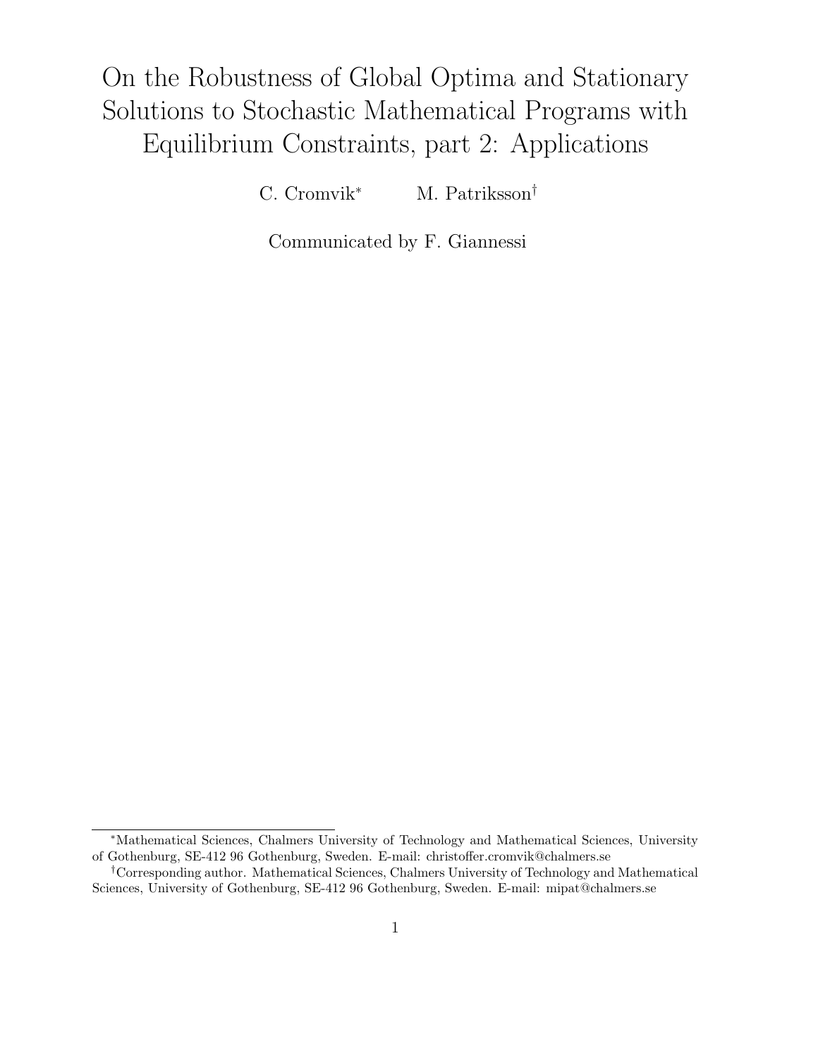# On the Robustness of Global Optima and Stationary Solutions to Stochastic Mathematical Programs with Equilibrium Constraints, part 2: Applications

C. Cromvik* M. Patriksson†

Communicated by F. Giannessi

---

*Mathematical Sciences, Chalmers University of Technology and Mathematical Sciences, University of Gothenburg, SE-412 96 Gothenburg, Sweden. E-mail: christoffer.cromvik@chalmers.se

†Corresponding author. Mathematical Sciences, Chalmers University of Technology and Mathematical Sciences, University of Gothenburg, SE-412 96 Gothenburg, Sweden. E-mail: mipat@chalmers.se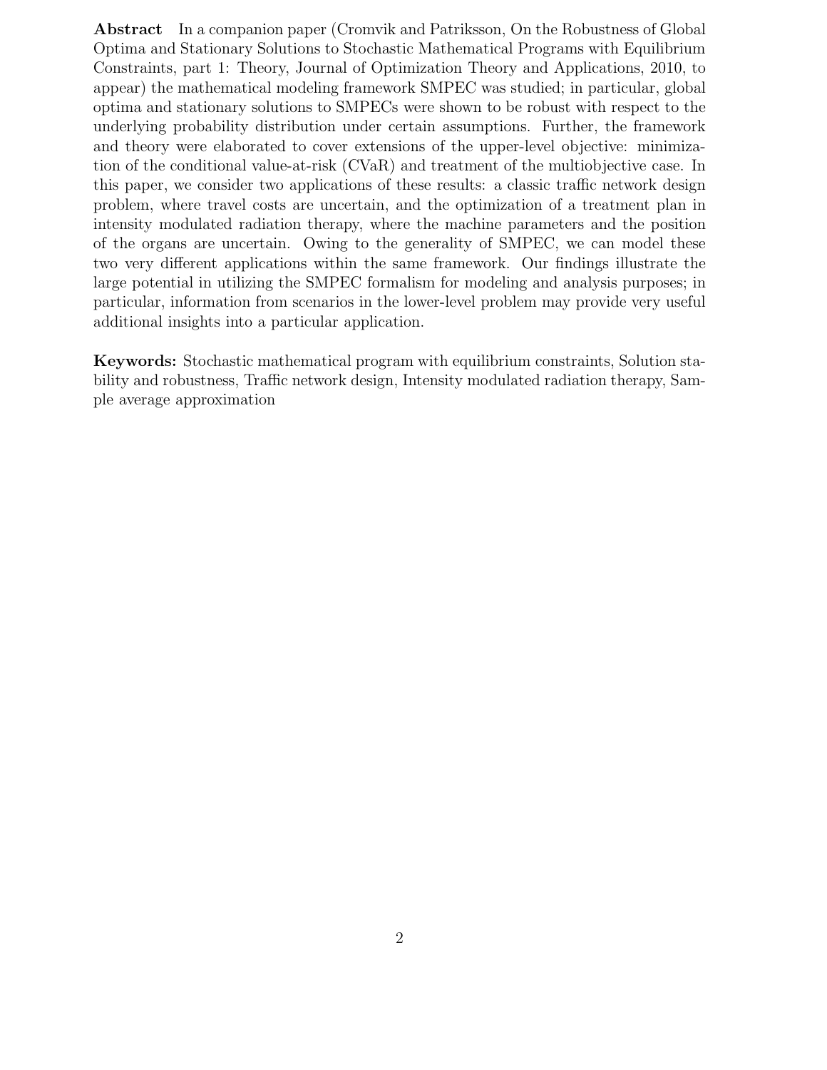**Abstract** In a companion paper (Cromvik and Patriksson, On the Robustness of Global Optima and Stationary Solutions to Stochastic Mathematical Programs with Equilibrium Constraints, part 1: Theory, Journal of Optimization Theory and Applications, 2010, to appear) the mathematical modeling framework SMPEC was studied; in particular, global optima and stationary solutions to SMPECs were shown to be robust with respect to the underlying probability distribution under certain assumptions. Further, the framework and theory were elaborated to cover extensions of the upper-level objective: minimization of the conditional value-at-risk (CVaR) and treatment of the multiobjective case. In this paper, we consider two applications of these results: a classic traffic network design problem, where travel costs are uncertain, and the optimization of a treatment plan in intensity modulated radiation therapy, where the machine parameters and the position of the organs are uncertain. Owing to the generality of SMPEC, we can model these two very different applications within the same framework. Our findings illustrate the large potential in utilizing the SMPEC formalism for modeling and analysis purposes; in particular, information from scenarios in the lower-level problem may provide very useful additional insights into a particular application.

**Keywords:** Stochastic mathematical program with equilibrium constraints, Solution stability and robustness, Traffic network design, Intensity modulated radiation therapy, Sample average approximation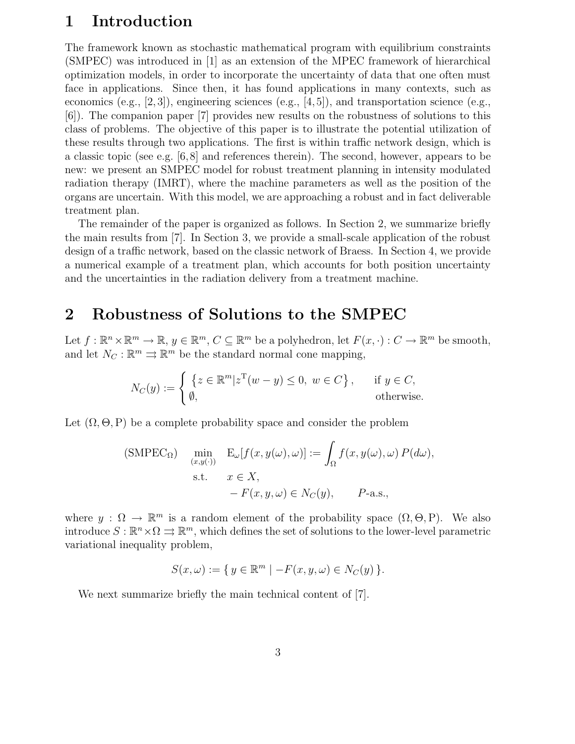# 1 Introduction

The framework known as stochastic mathematical program with equilibrium constraints (SMPEC) was introduced in [1] as an extension of the MPEC framework of hierarchical optimization models, in order to incorporate the uncertainty of data that one often must face in applications. Since then, it has found applications in many contexts, such as economics (e.g., [2,3]), engineering sciences (e.g., [4,5]), and transportation science (e.g., [6]). The companion paper [7] provides new results on the robustness of solutions to this class of problems. The objective of this paper is to illustrate the potential utilization of these results through two applications. The first is within traffic network design, which is a classic topic (see e.g. [6,8] and references therein). The second, however, appears to be new: we present an SMPEC model for robust treatment planning in intensity modulated radiation therapy (IMRT), where the machine parameters as well as the position of the organs are uncertain. With this model, we are approaching a robust and in fact deliverable treatment plan.

The remainder of the paper is organized as follows. In Section 2, we summarize briefly the main results from [7]. In Section 3, we provide a small-scale application of the robust design of a traffic network, based on the classic network of Braess. In Section 4, we provide a numerical example of a treatment plan, which accounts for both position uncertainty and the uncertainties in the radiation delivery from a treatment machine.

# 2 Robustness of Solutions to the SMPEC

Let $f : \mathbb{R}^n \times \mathbb{R}^m \to \mathbb{R}$, $y \in \mathbb{R}^m$, $C \subseteq \mathbb{R}^m$ be a polyhedron, let $F(x, \cdot) : C \to \mathbb{R}^m$ be smooth, and let $N_C : \mathbb{R}^m \rightrightarrows \mathbb{R}^m$ be the standard normal cone mapping,

$$N_C(y) := \begin{cases} \{z \in \mathbb{R}^m | z^{\mathrm{T}}(w - y) \leq 0, \; w \in C\}, & \text{if } y \in C, \\ \emptyset, & \text{otherwise.} \end{cases}$$

Let $(\Omega, \Theta, \mathrm{P})$ be a complete probability space and consider the problem

$$\begin{aligned} (\mathrm{SMPEC}_\Omega) \quad \min_{(x, y(\cdot))} \quad & \mathrm{E}_\omega[f(x, y(\omega), \omega)] := \int_\Omega f(x, y(\omega), \omega)\, P(d\omega), \\ \text{s.t.} \quad & x \in X, \\ & -F(x, y, \omega) \in N_C(y), \qquad P\text{-a.s.}, \end{aligned}$$

where $y : \Omega \to \mathbb{R}^m$ is a random element of the probability space $(\Omega, \Theta, \mathrm{P})$. We also introduce $S : \mathbb{R}^n \times \Omega \rightrightarrows \mathbb{R}^m$, which defines the set of solutions to the lower-level parametric variational inequality problem,

$$S(x, \omega) := \{\, y \in \mathbb{R}^m \mid -F(x, y, \omega) \in N_C(y) \,\}.$$

We next summarize briefly the main technical content of [7].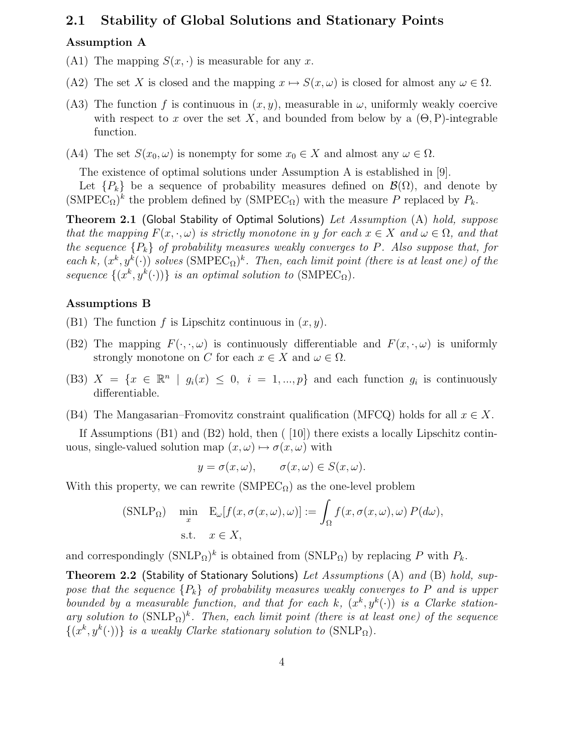## 2.1 Stability of Global Solutions and Stationary Points

**Assumption A**

(A1) The mapping $S(x, \cdot)$ is measurable for any $x$.

(A2) The set $X$ is closed and the mapping $x \mapsto S(x, \omega)$ is closed for almost any $\omega \in \Omega$.

(A3) The function $f$ is continuous in $(x, y)$, measurable in $\omega$, uniformly weakly coercive with respect to $x$ over the set $X$, and bounded from below by a $(\Theta, \mathrm{P})$-integrable function.

(A4) The set $S(x_0, \omega)$ is nonempty for some $x_0 \in X$ and almost any $\omega \in \Omega$.

The existence of optimal solutions under Assumption A is established in [9].

Let $\{P_k\}$ be a sequence of probability measures defined on $\mathcal{B}(\Omega)$, and denote by $(\mathrm{SMPEC}_\Omega)^k$ the problem defined by $(\mathrm{SMPEC}_\Omega)$ with the measure $P$ replaced by $P_k$.

**Theorem 2.1** (Global Stability of Optimal Solutions) *Let Assumption* (A) *hold, suppose that the mapping $F(x, \cdot, \omega)$ is strictly monotone in $y$ for each $x \in X$ and $\omega \in \Omega$, and that the sequence $\{P_k\}$ of probability measures weakly converges to $P$. Also suppose that, for each $k$, $(x^k, y^k(\cdot))$ solves* $(\mathrm{SMPEC}_\Omega)^k$*. Then, each limit point (there is at least one) of the sequence $\{(x^k, y^k(\cdot))\}$ is an optimal solution to* $(\mathrm{SMPEC}_\Omega)$.

**Assumptions B**

(B1) The function $f$ is Lipschitz continuous in $(x, y)$.

(B2) The mapping $F(\cdot, \cdot, \omega)$ is continuously differentiable and $F(x, \cdot, \omega)$ is uniformly strongly monotone on $C$ for each $x \in X$ and $\omega \in \Omega$.

(B3) $X = \{x \in \mathbb{R}^n \mid g_i(x) \le 0, \ i = 1, ..., p\}$ and each function $g_i$ is continuously differentiable.

(B4) The Mangasarian–Fromovitz constraint qualification (MFCQ) holds for all $x \in X$.

If Assumptions (B1) and (B2) hold, then ( [10]) there exists a locally Lipschitz continuous, single-valued solution map $(x, \omega) \mapsto \sigma(x, \omega)$ with

$$y = \sigma(x, \omega), \qquad \sigma(x, \omega) \in S(x, \omega).$$

With this property, we can rewrite $(\mathrm{SMPEC}_\Omega)$ as the one-level problem

$$(\mathrm{SNLP}_\Omega) \quad \min_x \quad \mathrm{E}_\omega[f(x, \sigma(x, \omega), \omega)] := \int_\Omega f(x, \sigma(x, \omega), \omega) \, P(d\omega),$$
$$\text{s.t.} \quad x \in X,$$

and correspondingly $(\mathrm{SNLP}_\Omega)^k$ is obtained from $(\mathrm{SNLP}_\Omega)$ by replacing $P$ with $P_k$.

**Theorem 2.2** (Stability of Stationary Solutions) *Let Assumptions* (A) *and* (B) *hold, suppose that the sequence $\{P_k\}$ of probability measures weakly converges to $P$ and is upper bounded by a measurable function, and that for each $k$, $(x^k, y^k(\cdot))$ is a Clarke stationary solution to* $(\mathrm{SNLP}_\Omega)^k$*. Then, each limit point (there is at least one) of the sequence $\{(x^k, y^k(\cdot))\}$ is a weakly Clarke stationary solution to* $(\mathrm{SNLP}_\Omega)$.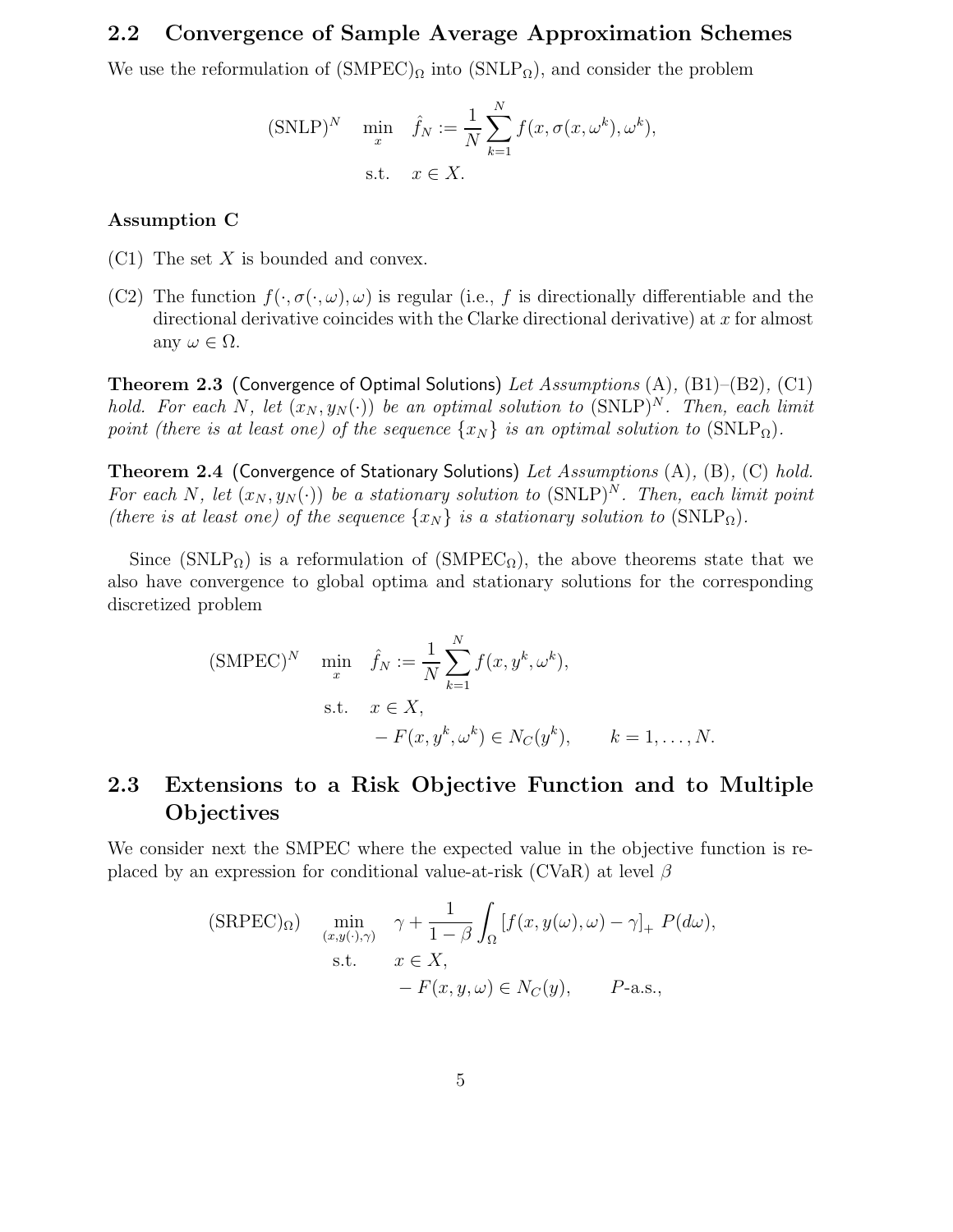## 2.2 Convergence of Sample Average Approximation Schemes

We use the reformulation of $(\text{SMPEC})_\Omega$ into $(\text{SNLP}_\Omega)$, and consider the problem

$$
(\text{SNLP})^N \quad \min_{x} \quad \hat{f}_N := \frac{1}{N}\sum_{k=1}^{N} f(x, \sigma(x, \omega^k), \omega^k),
$$
$$
\text{s.t.} \quad x \in X.
$$

**Assumption C**

(C1) The set $X$ is bounded and convex.

(C2) The function $f(\cdot, \sigma(\cdot, \omega), \omega)$ is regular (i.e., $f$ is directionally differentiable and the directional derivative coincides with the Clarke directional derivative) at $x$ for almost any $\omega \in \Omega$.

**Theorem 2.3** (Convergence of Optimal Solutions) *Let Assumptions* (A)*,* (B1)*–*(B2)*,* (C1) *hold. For each $N$, let $(x_N, y_N(\cdot))$ be an optimal solution to $(\text{SNLP})^N$. Then, each limit point (there is at least one) of the sequence $\{x_N\}$ is an optimal solution to $(\text{SNLP}_\Omega)$.*

**Theorem 2.4** (Convergence of Stationary Solutions) *Let Assumptions* (A)*,* (B)*,* (C) *hold. For each $N$, let $(x_N, y_N(\cdot))$ be a stationary solution to $(\text{SNLP})^N$. Then, each limit point (there is at least one) of the sequence $\{x_N\}$ is a stationary solution to $(\text{SNLP}_\Omega)$.*

Since $(\text{SNLP}_\Omega)$ is a reformulation of $(\text{SMPEC}_\Omega)$, the above theorems state that we also have convergence to global optima and stationary solutions for the corresponding discretized problem

$$
(\text{SMPEC})^N \quad \min_{x} \quad \hat{f}_N := \frac{1}{N}\sum_{k=1}^{N} f(x, y^k, \omega^k),
$$
$$
\text{s.t.} \quad x \in X,
$$
$$
-F(x, y^k, \omega^k) \in N_C(y^k), \qquad k = 1, \ldots, N.
$$

## 2.3 Extensions to a Risk Objective Function and to Multiple Objectives

We consider next the SMPEC where the expected value in the objective function is replaced by an expression for conditional value-at-risk (CVaR) at level $\beta$

$$
(\text{SRPEC})_\Omega) \quad \min_{(x, y(\cdot), \gamma)} \quad \gamma + \frac{1}{1-\beta}\int_\Omega \left[f(x, y(\omega), \omega) - \gamma\right]_+ P(d\omega),
$$
$$
\text{s.t.} \quad x \in X,
$$
$$
-F(x, y, \omega) \in N_C(y), \qquad P\text{-a.s.},
$$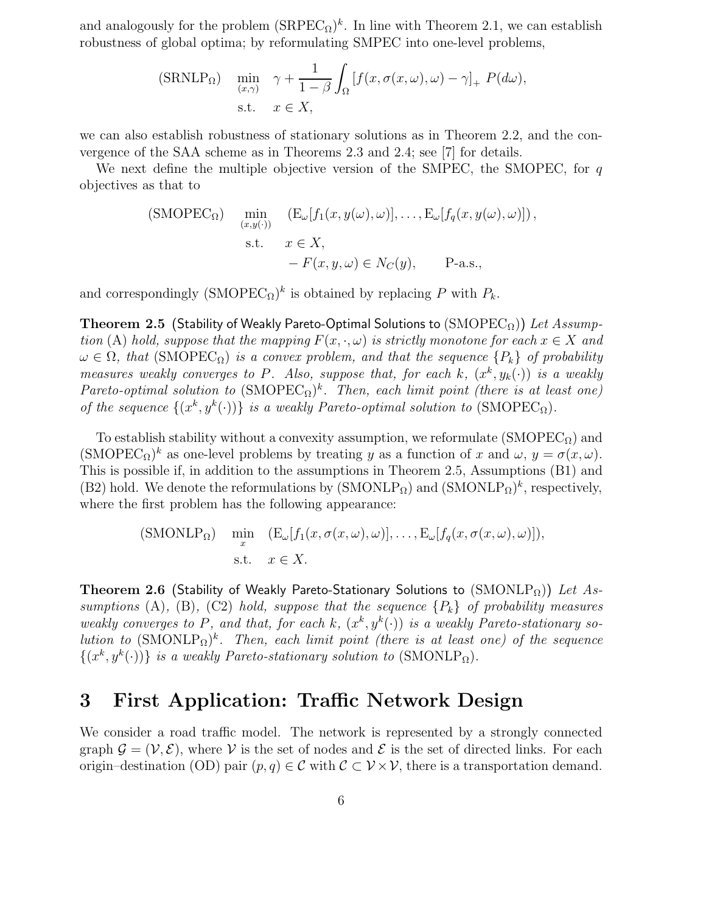and analogously for the problem $(\mathrm{SRPEC}_\Omega)^k$. In line with Theorem 2.1, we can establish robustness of global optima; by reformulating SMPEC into one-level problems,

$$
(\mathrm{SRNLP}_\Omega) \quad \min_{(x,\gamma)} \quad \gamma + \frac{1}{1-\beta}\int_\Omega \left[f(x,\sigma(x,\omega),\omega) - \gamma\right]_+ \, P(d\omega), \qquad \text{s.t.} \quad x \in X,
$$

we can also establish robustness of stationary solutions as in Theorem 2.2, and the convergence of the SAA scheme as in Theorems 2.3 and 2.4; see [7] for details.

We next define the multiple objective version of the SMPEC, the SMOPEC, for $q$ objectives as that to

$$
\begin{aligned}
(\mathrm{SMOPEC}_\Omega) \quad \min_{(x,y(\cdot))} \quad & \left(\mathrm{E}_\omega[f_1(x,y(\omega),\omega)], \dots, \mathrm{E}_\omega[f_q(x,y(\omega),\omega)]\right), \\
\text{s.t.} \quad & x \in X, \\
& -F(x,y,\omega) \in N_C(y), \qquad \text{P-a.s.},
\end{aligned}
$$

and correspondingly $(\mathrm{SMOPEC}_\Omega)^k$ is obtained by replacing $P$ with $P_k$.

**Theorem 2.5** (Stability of Weakly Pareto-Optimal Solutions to $(\mathrm{SMOPEC}_\Omega)$) *Let Assumption* (A) *hold, suppose that the mapping $F(x,\cdot,\omega)$ is strictly monotone for each $x \in X$ and $\omega \in \Omega$, that $(\mathrm{SMOPEC}_\Omega)$ is a convex problem, and that the sequence $\{P_k\}$ of probability measures weakly converges to $P$. Also, suppose that, for each $k$, $(x^k, y_k(\cdot))$ is a weakly Pareto-optimal solution to $(\mathrm{SMOPEC}_\Omega)^k$. Then, each limit point (there is at least one) of the sequence $\{(x^k, y^k(\cdot))\}$ is a weakly Pareto-optimal solution to $(\mathrm{SMOPEC}_\Omega)$.*

To establish stability without a convexity assumption, we reformulate $(\mathrm{SMOPEC}_\Omega)$ and $(\mathrm{SMOPEC}_\Omega)^k$ as one-level problems by treating $y$ as a function of $x$ and $\omega$, $y = \sigma(x,\omega)$. This is possible if, in addition to the assumptions in Theorem 2.5, Assumptions (B1) and (B2) hold. We denote the reformulations by $(\mathrm{SMONLP}_\Omega)$ and $(\mathrm{SMONLP}_\Omega)^k$, respectively, where the first problem has the following appearance:

$$
(\mathrm{SMONLP}_\Omega) \quad \min_{x} \quad (\mathrm{E}_\omega[f_1(x,\sigma(x,\omega),\omega)], \dots, \mathrm{E}_\omega[f_q(x,\sigma(x,\omega),\omega)]), \qquad \text{s.t.} \quad x \in X.
$$

**Theorem 2.6** (Stability of Weakly Pareto-Stationary Solutions to $(\mathrm{SMONLP}_\Omega)$) *Let Assumptions* (A), (B), (C2) *hold, suppose that the sequence $\{P_k\}$ of probability measures weakly converges to $P$, and that, for each $k$, $(x^k, y^k(\cdot))$ is a weakly Pareto-stationary solution to $(\mathrm{SMONLP}_\Omega)^k$. Then, each limit point (there is at least one) of the sequence $\{(x^k, y^k(\cdot))\}$ is a weakly Pareto-stationary solution to $(\mathrm{SMONLP}_\Omega)$.*

# 3 First Application: Traffic Network Design

We consider a road traffic model. The network is represented by a strongly connected graph $\mathcal{G} = (\mathcal{V}, \mathcal{E})$, where $\mathcal{V}$ is the set of nodes and $\mathcal{E}$ is the set of directed links. For each origin–destination (OD) pair $(p,q) \in \mathcal{C}$ with $\mathcal{C} \subset \mathcal{V} \times \mathcal{V}$, there is a transportation demand.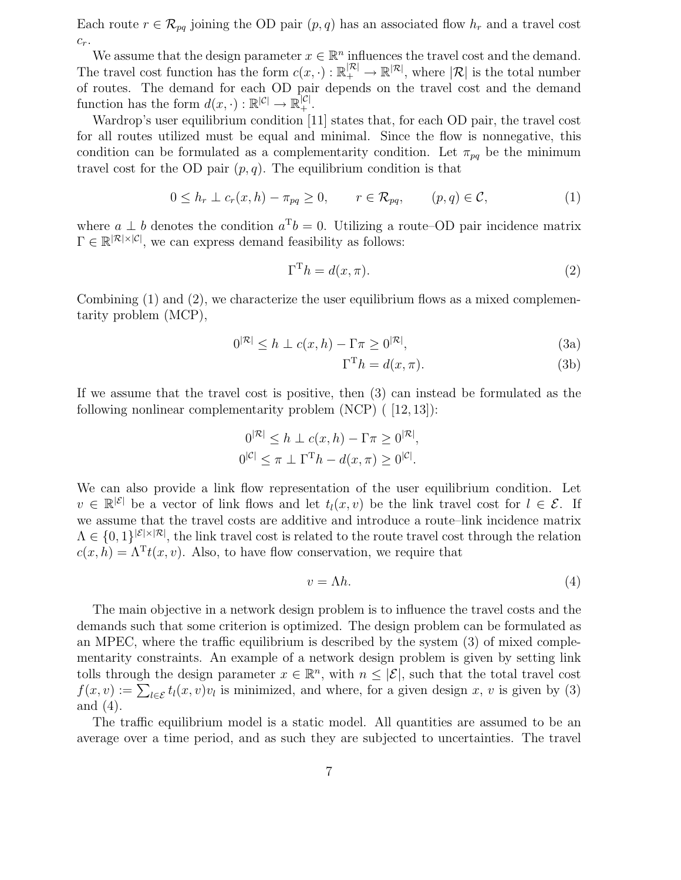Each route $r \in \mathcal{R}_{pq}$ joining the OD pair $(p,q)$ has an associated flow $h_r$ and a travel cost $c_r$.

We assume that the design parameter $x \in \mathbb{R}^n$ influences the travel cost and the demand. The travel cost function has the form $c(x,\cdot) : \mathbb{R}_+^{|\mathcal{R}|} \to \mathbb{R}^{|\mathcal{R}|}$, where $|\mathcal{R}|$ is the total number of routes. The demand for each OD pair depends on the travel cost and the demand function has the form $d(x,\cdot) : \mathbb{R}^{|\mathcal{C}|} \to \mathbb{R}_+^{|\mathcal{C}|}$.

Wardrop's user equilibrium condition [11] states that, for each OD pair, the travel cost for all routes utilized must be equal and minimal. Since the flow is nonnegative, this condition can be formulated as a complementarity condition. Let $\pi_{pq}$ be the minimum travel cost for the OD pair $(p,q)$. The equilibrium condition is that

$$0 \le h_r \perp c_r(x,h) - \pi_{pq} \ge 0, \qquad r \in \mathcal{R}_{pq}, \qquad (p,q) \in \mathcal{C}, \tag{1}$$

where $a \perp b$ denotes the condition $a^{\mathrm{T}} b = 0$. Utilizing a route–OD pair incidence matrix $\Gamma \in \mathbb{R}^{|\mathcal{R}| \times |\mathcal{C}|}$, we can express demand feasibility as follows:

$$\Gamma^{\mathrm{T}} h = d(x,\pi). \tag{2}$$

Combining (1) and (2), we characterize the user equilibrium flows as a mixed complementarity problem (MCP),

$$0^{|\mathcal{R}|} \le h \perp c(x,h) - \Gamma\pi \ge 0^{|\mathcal{R}|}, \tag{3a}$$

$$\Gamma^{\mathrm{T}} h = d(x,\pi). \tag{3b}$$

If we assume that the travel cost is positive, then (3) can instead be formulated as the following nonlinear complementarity problem (NCP) ( [12,13]):

$$\begin{aligned} 0^{|\mathcal{R}|} &\le h \perp c(x,h) - \Gamma\pi \ge 0^{|\mathcal{R}|}, \\ 0^{|\mathcal{C}|} &\le \pi \perp \Gamma^{\mathrm{T}} h - d(x,\pi) \ge 0^{|\mathcal{C}|}. \end{aligned}$$

We can also provide a link flow representation of the user equilibrium condition. Let $v \in \mathbb{R}^{|\mathcal{E}|}$ be a vector of link flows and let $t_l(x,v)$ be the link travel cost for $l \in \mathcal{E}$. If we assume that the travel costs are additive and introduce a route–link incidence matrix $\Lambda \in \{0,1\}^{|\mathcal{E}| \times |\mathcal{R}|}$, the link travel cost is related to the route travel cost through the relation $c(x,h) = \Lambda^{\mathrm{T}} t(x,v)$. Also, to have flow conservation, we require that

$$v = \Lambda h. \tag{4}$$

The main objective in a network design problem is to influence the travel costs and the demands such that some criterion is optimized. The design problem can be formulated as an MPEC, where the traffic equilibrium is described by the system (3) of mixed complementarity constraints. An example of a network design problem is given by setting link tolls through the design parameter $x \in \mathbb{R}^n$, with $n \le |\mathcal{E}|$, such that the total travel cost $f(x,v) := \sum_{l \in \mathcal{E}} t_l(x,v) v_l$ is minimized, and where, for a given design $x$, $v$ is given by (3) and (4).

The traffic equilibrium model is a static model. All quantities are assumed to be an average over a time period, and as such they are subjected to uncertainties. The travel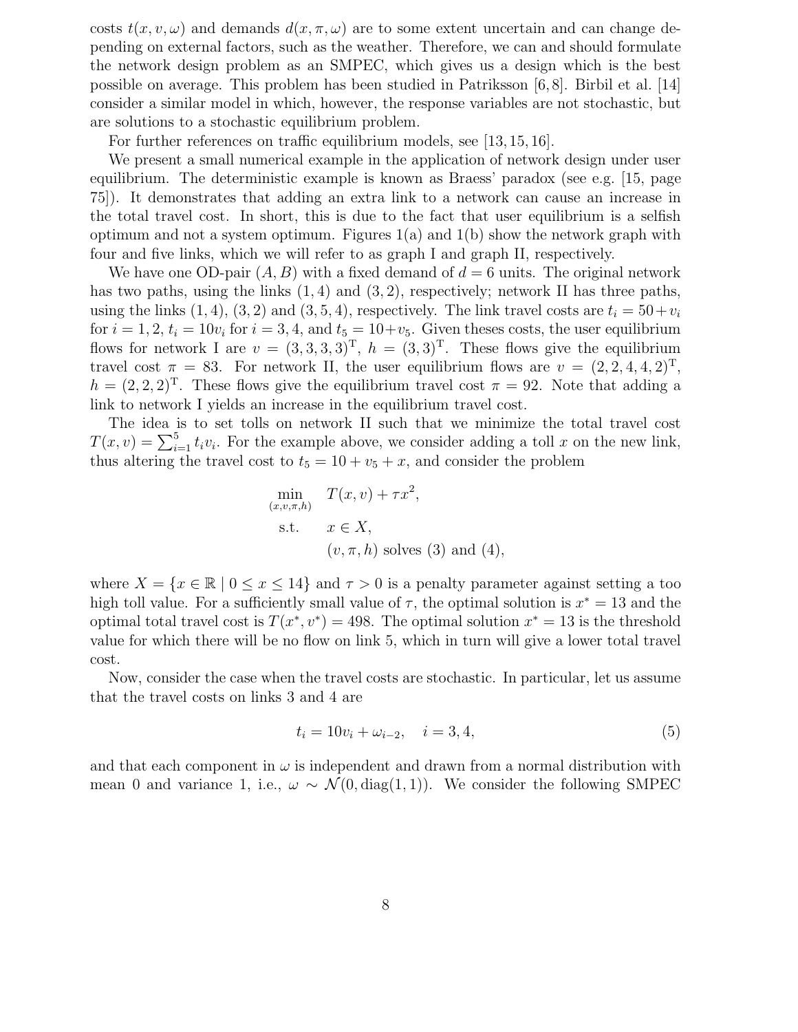costs $t(x, v, \omega)$ and demands $d(x, \pi, \omega)$ are to some extent uncertain and can change depending on external factors, such as the weather. Therefore, we can and should formulate the network design problem as an SMPEC, which gives us a design which is the best possible on average. This problem has been studied in Patriksson [6, 8]. Birbil et al. [14] consider a similar model in which, however, the response variables are not stochastic, but are solutions to a stochastic equilibrium problem.

For further references on traffic equilibrium models, see [13, 15, 16].

We present a small numerical example in the application of network design under user equilibrium. The deterministic example is known as Braess' paradox (see e.g. [15, page 75]). It demonstrates that adding an extra link to a network can cause an increase in the total travel cost. In short, this is due to the fact that user equilibrium is a selfish optimum and not a system optimum. Figures 1(a) and 1(b) show the network graph with four and five links, which we will refer to as graph I and graph II, respectively.

We have one OD-pair $(A, B)$ with a fixed demand of $d = 6$ units. The original network has two paths, using the links $(1, 4)$ and $(3, 2)$, respectively; network II has three paths, using the links $(1, 4)$, $(3, 2)$ and $(3, 5, 4)$, respectively. The link travel costs are $t_i = 50 + v_i$ for $i = 1, 2$, $t_i = 10v_i$ for $i = 3, 4$, and $t_5 = 10 + v_5$. Given theses costs, the user equilibrium flows for network I are $v = (3, 3, 3, 3)^{\mathrm{T}}$, $h = (3, 3)^{\mathrm{T}}$. These flows give the equilibrium travel cost $\pi = 83$. For network II, the user equilibrium flows are $v = (2, 2, 4, 4, 2)^{\mathrm{T}}$, $h = (2, 2, 2)^{\mathrm{T}}$. These flows give the equilibrium travel cost $\pi = 92$. Note that adding a link to network I yields an increase in the equilibrium travel cost.

The idea is to set tolls on network II such that we minimize the total travel cost $T(x, v) = \sum_{i=1}^{5} t_i v_i$. For the example above, we consider adding a toll $x$ on the new link, thus altering the travel cost to $t_5 = 10 + v_5 + x$, and consider the problem

$$
\begin{aligned}
\min_{(x,v,\pi,h)} \quad & T(x, v) + \tau x^2, \\
\text{s.t.} \quad & x \in X, \\
& (v, \pi, h) \text{ solves (3) and (4)},
\end{aligned}
$$

where $X = \{x \in \mathbb{R} \mid 0 \leq x \leq 14\}$ and $\tau > 0$ is a penalty parameter against setting a too high toll value. For a sufficiently small value of $\tau$, the optimal solution is $x^* = 13$ and the optimal total travel cost is $T(x^*, v^*) = 498$. The optimal solution $x^* = 13$ is the threshold value for which there will be no flow on link 5, which in turn will give a lower total travel cost.

Now, consider the case when the travel costs are stochastic. In particular, let us assume that the travel costs on links 3 and 4 are

$$
t_i = 10v_i + \omega_{i-2}, \quad i = 3, 4, \tag{5}
$$

and that each component in $\omega$ is independent and drawn from a normal distribution with mean 0 and variance 1, i.e., $\omega \sim \mathcal{N}(0, \mathrm{diag}(1, 1))$. We consider the following SMPEC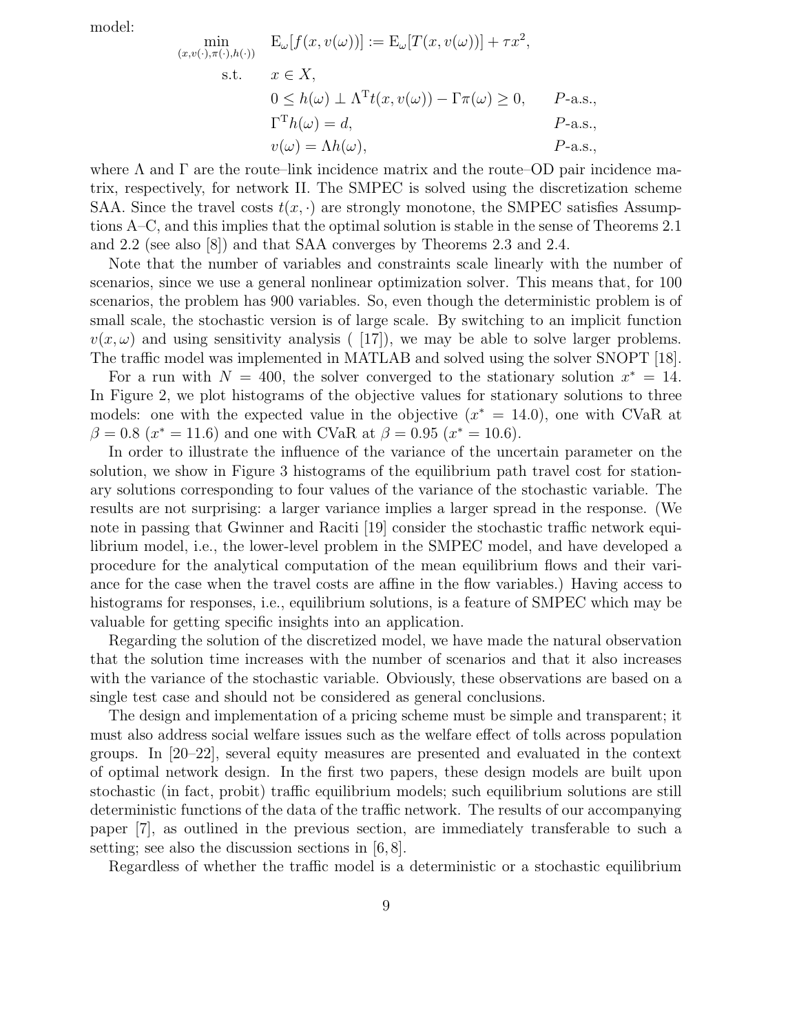model:

$$
\begin{aligned}
\min_{(x,v(\cdot),\pi(\cdot),h(\cdot))} \quad & \mathrm{E}_\omega[f(x,v(\omega))] := \mathrm{E}_\omega[T(x,v(\omega))] + \tau x^2, \\
\text{s.t.} \quad & x \in X, \\
& 0 \leq h(\omega) \perp \Lambda^{\mathrm{T}} t(x,v(\omega)) - \Gamma \pi(\omega) \geq 0, \qquad P\text{-a.s.}, \\
& \Gamma^{\mathrm{T}} h(\omega) = d, \qquad P\text{-a.s.}, \\
& v(\omega) = \Lambda h(\omega), \qquad P\text{-a.s.},
\end{aligned}
$$

where $\Lambda$ and $\Gamma$ are the route–link incidence matrix and the route–OD pair incidence matrix, respectively, for network II. The SMPEC is solved using the discretization scheme SAA. Since the travel costs $t(x,\cdot)$ are strongly monotone, the SMPEC satisfies Assumptions A–C, and this implies that the optimal solution is stable in the sense of Theorems 2.1 and 2.2 (see also [8]) and that SAA converges by Theorems 2.3 and 2.4.

Note that the number of variables and constraints scale linearly with the number of scenarios, since we use a general nonlinear optimization solver. This means that, for 100 scenarios, the problem has 900 variables. So, even though the deterministic problem is of small scale, the stochastic version is of large scale. By switching to an implicit function $v(x,\omega)$ and using sensitivity analysis ( [17]), we may be able to solve larger problems. The traffic model was implemented in MATLAB and solved using the solver SNOPT [18].

For a run with $N = 400$, the solver converged to the stationary solution $x^* = 14$. In Figure 2, we plot histograms of the objective values for stationary solutions to three models: one with the expected value in the objective ($x^* = 14.0$), one with CVaR at $\beta = 0.8$ ($x^* = 11.6$) and one with CVaR at $\beta = 0.95$ ($x^* = 10.6$).

In order to illustrate the influence of the variance of the uncertain parameter on the solution, we show in Figure 3 histograms of the equilibrium path travel cost for stationary solutions corresponding to four values of the variance of the stochastic variable. The results are not surprising: a larger variance implies a larger spread in the response. (We note in passing that Gwinner and Raciti [19] consider the stochastic traffic network equilibrium model, i.e., the lower-level problem in the SMPEC model, and have developed a procedure for the analytical computation of the mean equilibrium flows and their variance for the case when the travel costs are affine in the flow variables.) Having access to histograms for responses, i.e., equilibrium solutions, is a feature of SMPEC which may be valuable for getting specific insights into an application.

Regarding the solution of the discretized model, we have made the natural observation that the solution time increases with the number of scenarios and that it also increases with the variance of the stochastic variable. Obviously, these observations are based on a single test case and should not be considered as general conclusions.

The design and implementation of a pricing scheme must be simple and transparent; it must also address social welfare issues such as the welfare effect of tolls across population groups. In [20–22], several equity measures are presented and evaluated in the context of optimal network design. In the first two papers, these design models are built upon stochastic (in fact, probit) traffic equilibrium models; such equilibrium solutions are still deterministic functions of the data of the traffic network. The results of our accompanying paper [7], as outlined in the previous section, are immediately transferable to such a setting; see also the discussion sections in [6, 8].

Regardless of whether the traffic model is a deterministic or a stochastic equilibrium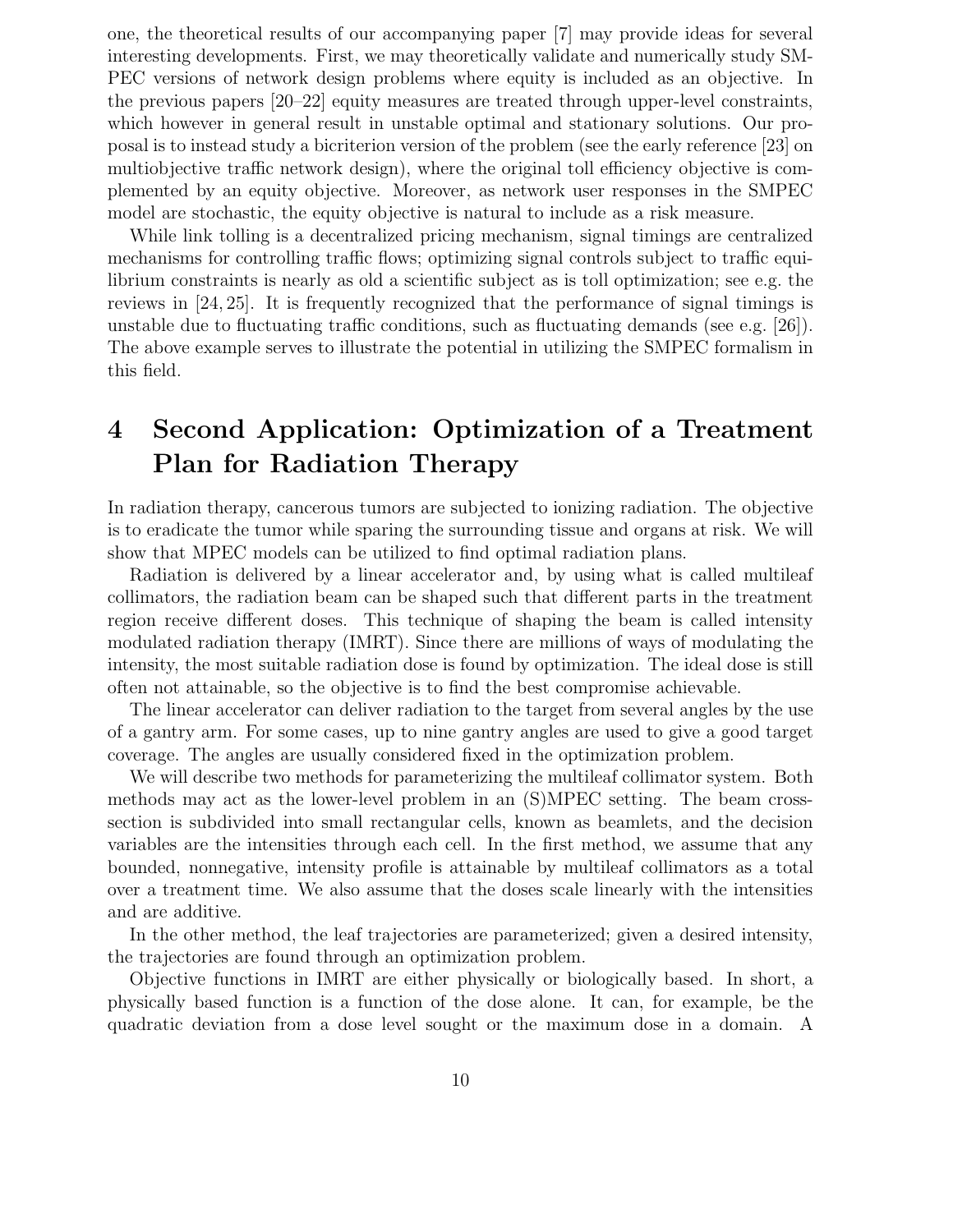one, the theoretical results of our accompanying paper [7] may provide ideas for several interesting developments. First, we may theoretically validate and numerically study SMPEC versions of network design problems where equity is included as an objective. In the previous papers [20–22] equity measures are treated through upper-level constraints, which however in general result in unstable optimal and stationary solutions. Our proposal is to instead study a bicriterion version of the problem (see the early reference [23] on multiobjective traffic network design), where the original toll efficiency objective is complemented by an equity objective. Moreover, as network user responses in the SMPEC model are stochastic, the equity objective is natural to include as a risk measure.

While link tolling is a decentralized pricing mechanism, signal timings are centralized mechanisms for controlling traffic flows; optimizing signal controls subject to traffic equilibrium constraints is nearly as old a scientific subject as is toll optimization; see e.g. the reviews in [24, 25]. It is frequently recognized that the performance of signal timings is unstable due to fluctuating traffic conditions, such as fluctuating demands (see e.g. [26]). The above example serves to illustrate the potential in utilizing the SMPEC formalism in this field.

# 4 Second Application: Optimization of a Treatment Plan for Radiation Therapy

In radiation therapy, cancerous tumors are subjected to ionizing radiation. The objective is to eradicate the tumor while sparing the surrounding tissue and organs at risk. We will show that MPEC models can be utilized to find optimal radiation plans.

Radiation is delivered by a linear accelerator and, by using what is called multileaf collimators, the radiation beam can be shaped such that different parts in the treatment region receive different doses. This technique of shaping the beam is called intensity modulated radiation therapy (IMRT). Since there are millions of ways of modulating the intensity, the most suitable radiation dose is found by optimization. The ideal dose is still often not attainable, so the objective is to find the best compromise achievable.

The linear accelerator can deliver radiation to the target from several angles by the use of a gantry arm. For some cases, up to nine gantry angles are used to give a good target coverage. The angles are usually considered fixed in the optimization problem.

We will describe two methods for parameterizing the multileaf collimator system. Both methods may act as the lower-level problem in an (S)MPEC setting. The beam cross-section is subdivided into small rectangular cells, known as beamlets, and the decision variables are the intensities through each cell. In the first method, we assume that any bounded, nonnegative, intensity profile is attainable by multileaf collimators as a total over a treatment time. We also assume that the doses scale linearly with the intensities and are additive.

In the other method, the leaf trajectories are parameterized; given a desired intensity, the trajectories are found through an optimization problem.

Objective functions in IMRT are either physically or biologically based. In short, a physically based function is a function of the dose alone. It can, for example, be the quadratic deviation from a dose level sought or the maximum dose in a domain. A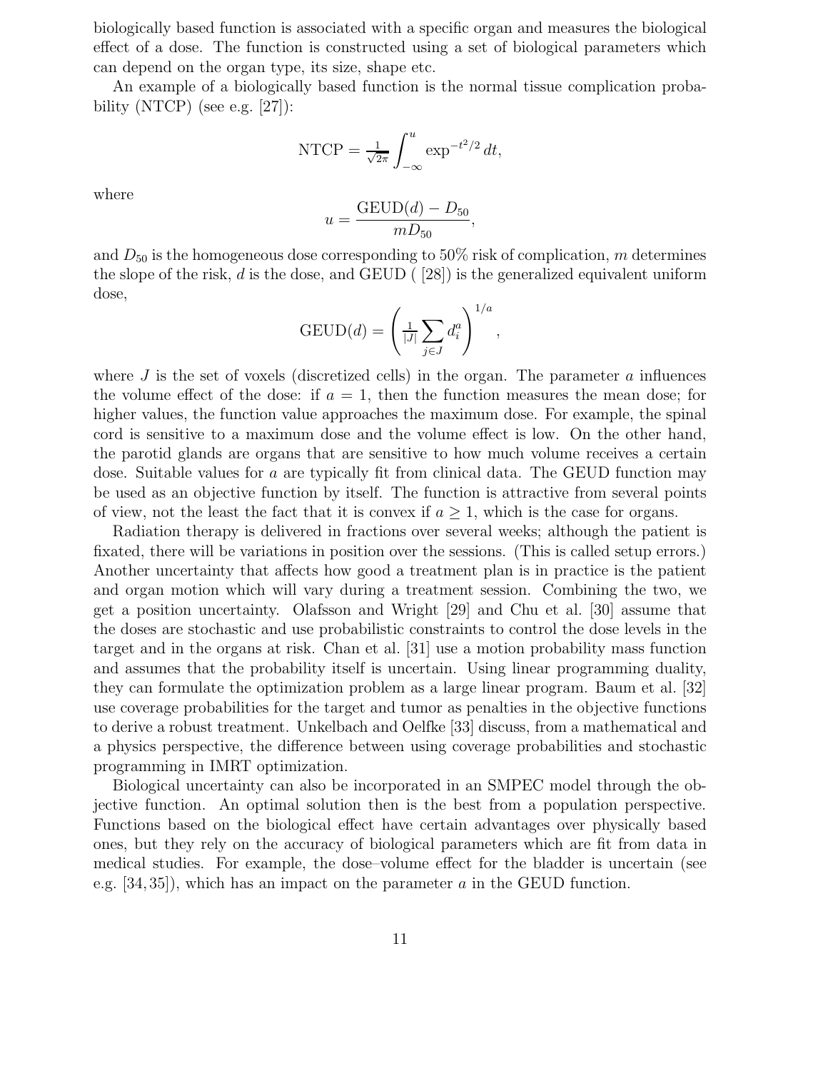biologically based function is associated with a specific organ and measures the biological effect of a dose. The function is constructed using a set of biological parameters which can depend on the organ type, its size, shape etc.

An example of a biologically based function is the normal tissue complication probability (NTCP) (see e.g. [27]):

$$\text{NTCP} = \tfrac{1}{\sqrt{2\pi}} \int_{-\infty}^{u} \exp^{-t^2/2} \, dt,$$

where

$$u = \frac{\text{GEUD}(d) - D_{50}}{m D_{50}},$$

and $D_{50}$ is the homogeneous dose corresponding to 50% risk of complication, $m$ determines the slope of the risk, $d$ is the dose, and GEUD ( [28]) is the generalized equivalent uniform dose,

$$\text{GEUD}(d) = \left( \tfrac{1}{|J|} \sum_{j \in J} d_i^a \right)^{1/a},$$

where $J$ is the set of voxels (discretized cells) in the organ. The parameter $a$ influences the volume effect of the dose: if $a = 1$, then the function measures the mean dose; for higher values, the function value approaches the maximum dose. For example, the spinal cord is sensitive to a maximum dose and the volume effect is low. On the other hand, the parotid glands are organs that are sensitive to how much volume receives a certain dose. Suitable values for $a$ are typically fit from clinical data. The GEUD function may be used as an objective function by itself. The function is attractive from several points of view, not the least the fact that it is convex if $a \geq 1$, which is the case for organs.

Radiation therapy is delivered in fractions over several weeks; although the patient is fixated, there will be variations in position over the sessions. (This is called setup errors.) Another uncertainty that affects how good a treatment plan is in practice is the patient and organ motion which will vary during a treatment session. Combining the two, we get a position uncertainty. Olafsson and Wright [29] and Chu et al. [30] assume that the doses are stochastic and use probabilistic constraints to control the dose levels in the target and in the organs at risk. Chan et al. [31] use a motion probability mass function and assumes that the probability itself is uncertain. Using linear programming duality, they can formulate the optimization problem as a large linear program. Baum et al. [32] use coverage probabilities for the target and tumor as penalties in the objective functions to derive a robust treatment. Unkelbach and Oelfke [33] discuss, from a mathematical and a physics perspective, the difference between using coverage probabilities and stochastic programming in IMRT optimization.

Biological uncertainty can also be incorporated in an SMPEC model through the objective function. An optimal solution then is the best from a population perspective. Functions based on the biological effect have certain advantages over physically based ones, but they rely on the accuracy of biological parameters which are fit from data in medical studies. For example, the dose–volume effect for the bladder is uncertain (see e.g. [34, 35]), which has an impact on the parameter $a$ in the GEUD function.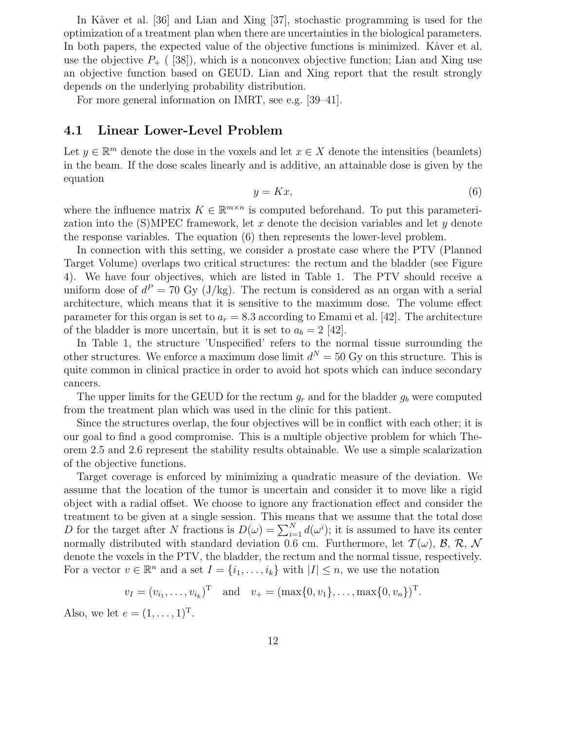In Kåver et al. [36] and Lian and Xing [37], stochastic programming is used for the optimization of a treatment plan when there are uncertainties in the biological parameters. In both papers, the expected value of the objective functions is minimized. Kåver et al. use the objective $P_+$ ( [38]), which is a nonconvex objective function; Lian and Xing use an objective function based on GEUD. Lian and Xing report that the result strongly depends on the underlying probability distribution.

For more general information on IMRT, see e.g. [39–41].

## 4.1 Linear Lower-Level Problem

Let $y \in \mathbb{R}^m$ denote the dose in the voxels and let $x \in X$ denote the intensities (beamlets) in the beam. If the dose scales linearly and is additive, an attainable dose is given by the equation

$$y = Kx, \tag{6}$$

where the influence matrix $K \in \mathbb{R}^{m \times n}$ is computed beforehand. To put this parameterization into the (S)MPEC framework, let $x$ denote the decision variables and let $y$ denote the response variables. The equation (6) then represents the lower-level problem.

In connection with this setting, we consider a prostate case where the PTV (Planned Target Volume) overlaps two critical structures: the rectum and the bladder (see Figure 4). We have four objectives, which are listed in Table 1. The PTV should receive a uniform dose of $d^P = 70$ Gy (J/kg). The rectum is considered as an organ with a serial architecture, which means that it is sensitive to the maximum dose. The volume effect parameter for this organ is set to $a_r = 8.3$ according to Emami et al. [42]. The architecture of the bladder is more uncertain, but it is set to $a_b = 2$ [42].

In Table 1, the structure 'Unspecified' refers to the normal tissue surrounding the other structures. We enforce a maximum dose limit $d^N = 50$ Gy on this structure. This is quite common in clinical practice in order to avoid hot spots which can induce secondary cancers.

The upper limits for the GEUD for the rectum $g_r$ and for the bladder $g_b$ were computed from the treatment plan which was used in the clinic for this patient.

Since the structures overlap, the four objectives will be in conflict with each other; it is our goal to find a good compromise. This is a multiple objective problem for which Theorem 2.5 and 2.6 represent the stability results obtainable. We use a simple scalarization of the objective functions.

Target coverage is enforced by minimizing a quadratic measure of the deviation. We assume that the location of the tumor is uncertain and consider it to move like a rigid object with a radial offset. We choose to ignore any fractionation effect and consider the treatment to be given at a single session. This means that we assume that the total dose $D$ for the target after $N$ fractions is $D(\omega) = \sum_{i=1}^{N} d(\omega^i)$; it is assumed to have its center normally distributed with standard deviation 0.6 cm. Furthermore, let $\mathcal{T}(\omega)$, $\mathcal{B}$, $\mathcal{R}$, $\mathcal{N}$ denote the voxels in the PTV, the bladder, the rectum and the normal tissue, respectively. For a vector $v \in \mathbb{R}^n$ and a set $I = \{i_1, \ldots, i_k\}$ with $|I| \leq n$, we use the notation

$$v_I = (v_{i_1}, \ldots, v_{i_k})^{\mathrm{T}} \quad \text{and} \quad v_+ = (\max\{0, v_1\}, \ldots, \max\{0, v_n\})^{\mathrm{T}}.$$

Also, we let $e = (1, \ldots, 1)^{\mathrm{T}}$.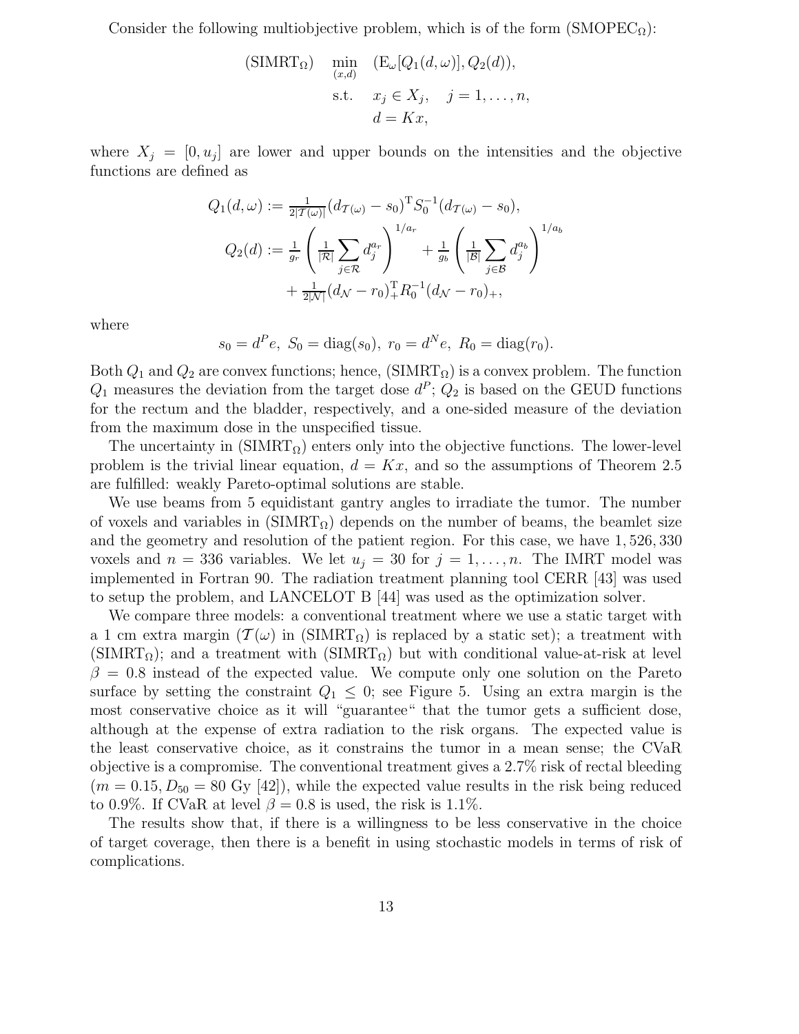Consider the following multiobjective problem, which is of the form (SMOPEC$_\Omega$):

$$
\begin{aligned}
(\text{SIMRT}_\Omega) \quad \min_{(x,d)} \quad & (\mathrm{E}_\omega[Q_1(d,\omega)], Q_2(d)), \\
\text{s.t.} \quad & x_j \in X_j, \quad j = 1, \ldots, n, \\
& d = Kx,
\end{aligned}
$$

where $X_j = [0, u_j]$ are lower and upper bounds on the intensities and the objective functions are defined as

$$
\begin{aligned}
Q_1(d,\omega) &:= \tfrac{1}{2|\mathcal{T}(\omega)|}(d_{\mathcal{T}(\omega)} - s_0)^{\mathrm{T}} S_0^{-1} (d_{\mathcal{T}(\omega)} - s_0), \\
Q_2(d) &:= \tfrac{1}{g_r}\left(\tfrac{1}{|\mathcal{R}|}\sum_{j\in\mathcal{R}} d_j^{a_r}\right)^{1/a_r} + \tfrac{1}{g_b}\left(\tfrac{1}{|\mathcal{B}|}\sum_{j\in\mathcal{B}} d_j^{a_b}\right)^{1/a_b} \\
&\quad + \tfrac{1}{2|\mathcal{N}|}(d_{\mathcal{N}} - r_0)_+^{\mathrm{T}} R_0^{-1} (d_{\mathcal{N}} - r_0)_+,
\end{aligned}
$$

where

$$
s_0 = d^P e,\ S_0 = \operatorname{diag}(s_0),\ r_0 = d^N e,\ R_0 = \operatorname{diag}(r_0).
$$

Both $Q_1$ and $Q_2$ are convex functions; hence, (SIMRT$_\Omega$) is a convex problem. The function $Q_1$ measures the deviation from the target dose $d^P$; $Q_2$ is based on the GEUD functions for the rectum and the bladder, respectively, and a one-sided measure of the deviation from the maximum dose in the unspecified tissue.

The uncertainty in (SIMRT$_\Omega$) enters only into the objective functions. The lower-level problem is the trivial linear equation, $d = Kx$, and so the assumptions of Theorem 2.5 are fulfilled: weakly Pareto-optimal solutions are stable.

We use beams from 5 equidistant gantry angles to irradiate the tumor. The number of voxels and variables in (SIMRT$_\Omega$) depends on the number of beams, the beamlet size and the geometry and resolution of the patient region. For this case, we have 1,526,330 voxels and $n = 336$ variables. We let $u_j = 30$ for $j = 1, \ldots, n$. The IMRT model was implemented in Fortran 90. The radiation treatment planning tool CERR [43] was used to setup the problem, and LANCELOT B [44] was used as the optimization solver.

We compare three models: a conventional treatment where we use a static target with a 1 cm extra margin ($\mathcal{T}(\omega)$ in (SIMRT$_\Omega$) is replaced by a static set); a treatment with (SIMRT$_\Omega$); and a treatment with (SIMRT$_\Omega$) but with conditional value-at-risk at level $\beta = 0.8$ instead of the expected value. We compute only one solution on the Pareto surface by setting the constraint $Q_1 \leq 0$; see Figure 5. Using an extra margin is the most conservative choice as it will "guarantee" that the tumor gets a sufficient dose, although at the expense of extra radiation to the risk organs. The expected value is the least conservative choice, as it constrains the tumor in a mean sense; the CVaR objective is a compromise. The conventional treatment gives a 2.7% risk of rectal bleeding ($m = 0.15, D_{50} = 80$ Gy [42]), while the expected value results in the risk being reduced to 0.9%. If CVaR at level $\beta = 0.8$ is used, the risk is 1.1%.

The results show that, if there is a willingness to be less conservative in the choice of target coverage, then there is a benefit in using stochastic models in terms of risk of complications.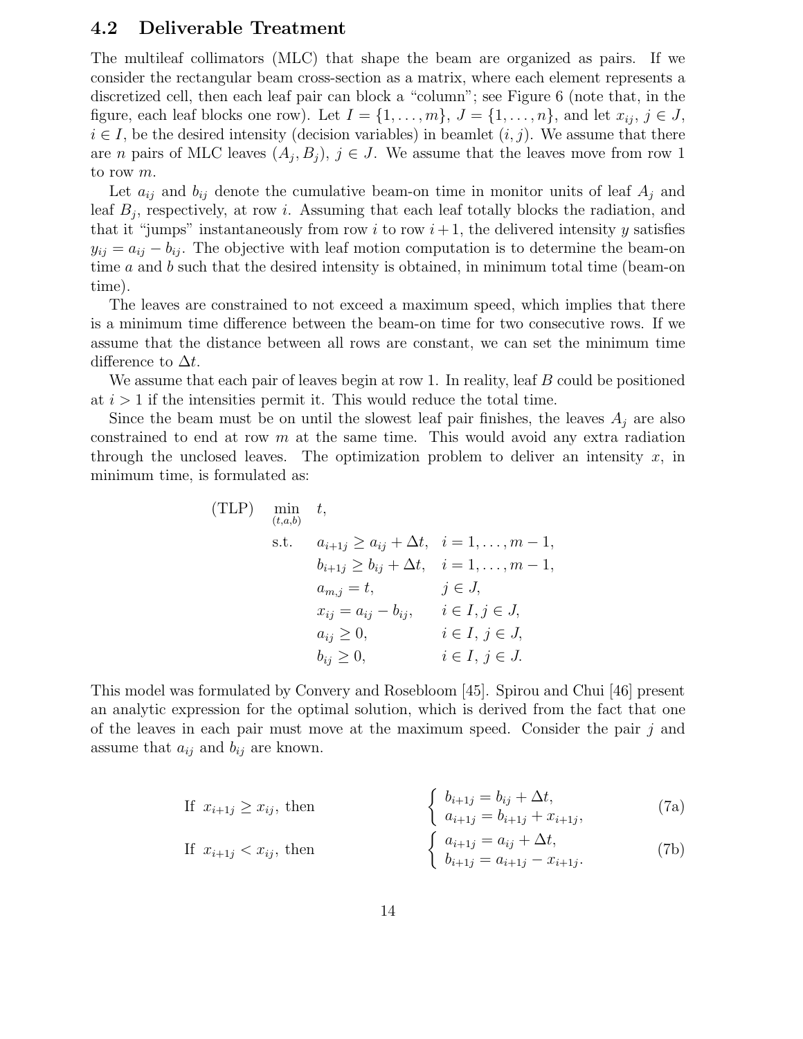### 4.2 Deliverable Treatment

The multileaf collimators (MLC) that shape the beam are organized as pairs. If we consider the rectangular beam cross-section as a matrix, where each element represents a discretized cell, then each leaf pair can block a "column"; see Figure 6 (note that, in the figure, each leaf blocks one row). Let $I = \{1, \ldots, m\}$, $J = \{1, \ldots, n\}$, and let $x_{ij}$, $j \in J$, $i \in I$, be the desired intensity (decision variables) in beamlet $(i, j)$. We assume that there are $n$ pairs of MLC leaves $(A_j, B_j)$, $j \in J$. We assume that the leaves move from row 1 to row $m$.

Let $a_{ij}$ and $b_{ij}$ denote the cumulative beam-on time in monitor units of leaf $A_j$ and leaf $B_j$, respectively, at row $i$. Assuming that each leaf totally blocks the radiation, and that it "jumps" instantaneously from row $i$ to row $i+1$, the delivered intensity $y$ satisfies $y_{ij} = a_{ij} - b_{ij}$. The objective with leaf motion computation is to determine the beam-on time $a$ and $b$ such that the desired intensity is obtained, in minimum total time (beam-on time).

The leaves are constrained to not exceed a maximum speed, which implies that there is a minimum time difference between the beam-on time for two consecutive rows. If we assume that the distance between all rows are constant, we can set the minimum time difference to $\Delta t$.

We assume that each pair of leaves begin at row 1. In reality, leaf $B$ could be positioned at $i > 1$ if the intensities permit it. This would reduce the total time.

Since the beam must be on until the slowest leaf pair finishes, the leaves $A_j$ are also constrained to end at row $m$ at the same time. This would avoid any extra radiation through the unclosed leaves. The optimization problem to deliver an intensity $x$, in minimum time, is formulated as:

$$
\begin{array}{llll}
\text{(TLP)} & \min\limits_{(t,a,b)} & t, & \\
& \text{s.t.} & a_{i+1j} \geq a_{ij} + \Delta t, & i = 1, \ldots, m-1, \\
& & b_{i+1j} \geq b_{ij} + \Delta t, & i = 1, \ldots, m-1, \\
& & a_{m,j} = t, & j \in J, \\
& & x_{ij} = a_{ij} - b_{ij}, & i \in I, j \in J, \\
& & a_{ij} \geq 0, & i \in I, \, j \in J, \\
& & b_{ij} \geq 0, & i \in I, \, j \in J.
\end{array}
$$

This model was formulated by Convery and Rosebloom [45]. Spirou and Chui [46] present an analytic expression for the optimal solution, which is derived from the fact that one of the leaves in each pair must move at the maximum speed. Consider the pair $j$ and assume that $a_{ij}$ and $b_{ij}$ are known.

$$
\text{If } x_{i+1j} \geq x_{ij}, \text{ then} \qquad \left\{ \begin{array}{l} b_{i+1j} = b_{ij} + \Delta t, \\ a_{i+1j} = b_{i+1j} + x_{i+1j}, \end{array} \right. \tag{7a}
$$

$$
\text{If } x_{i+1j} < x_{ij}, \text{ then} \qquad \left\{ \begin{array}{l} a_{i+1j} = a_{ij} + \Delta t, \\ b_{i+1j} = a_{i+1j} - x_{i+1j}. \end{array} \right. \tag{7b}
$$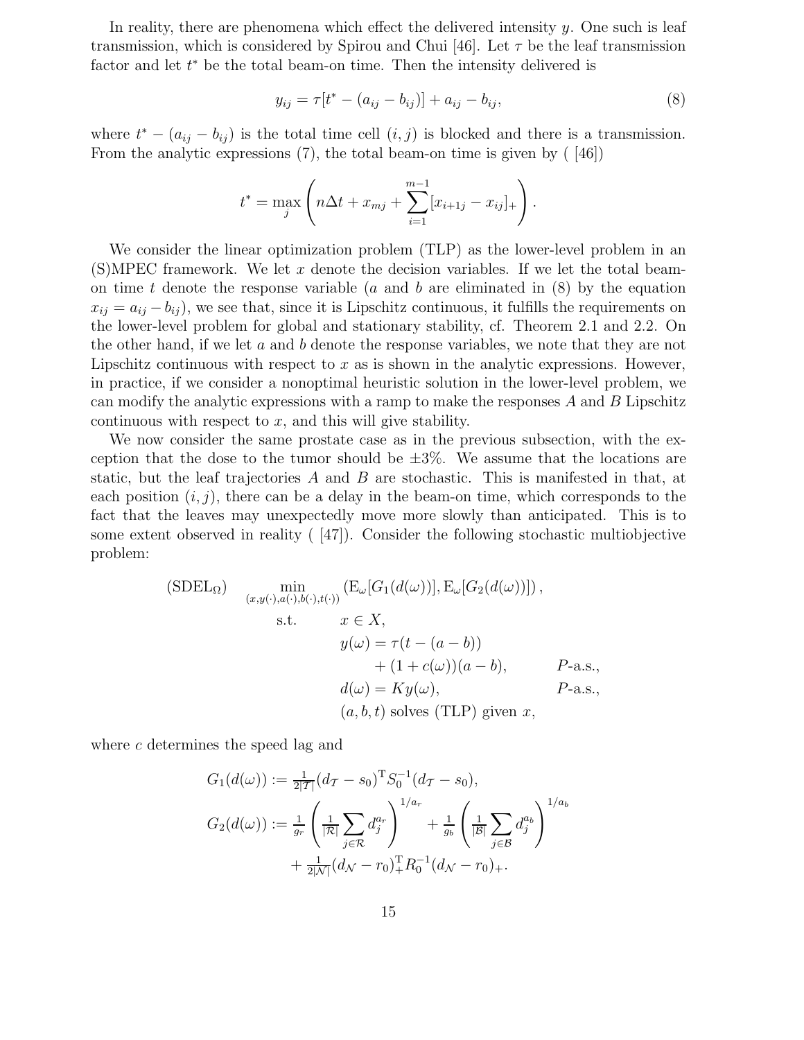In reality, there are phenomena which effect the delivered intensity $y$. One such is leaf transmission, which is considered by Spirou and Chui [46]. Let $\tau$ be the leaf transmission factor and let $t^*$ be the total beam-on time. Then the intensity delivered is

$$y_{ij} = \tau[t^* - (a_{ij} - b_{ij})] + a_{ij} - b_{ij}, \tag{8}$$

where $t^* - (a_{ij} - b_{ij})$ is the total time cell $(i, j)$ is blocked and there is a transmission. From the analytic expressions (7), the total beam-on time is given by ( [46])

$$t^* = \max_j \left( n\Delta t + x_{mj} + \sum_{i=1}^{m-1} [x_{i+1j} - x_{ij}]_+ \right).$$

We consider the linear optimization problem (TLP) as the lower-level problem in an (S)MPEC framework. We let $x$ denote the decision variables. If we let the total beam-on time $t$ denote the response variable ($a$ and $b$ are eliminated in (8) by the equation $x_{ij} = a_{ij} - b_{ij}$), we see that, since it is Lipschitz continuous, it fulfills the requirements on the lower-level problem for global and stationary stability, cf. Theorem 2.1 and 2.2. On the other hand, if we let $a$ and $b$ denote the response variables, we note that they are not Lipschitz continuous with respect to $x$ as is shown in the analytic expressions. However, in practice, if we consider a nonoptimal heuristic solution in the lower-level problem, we can modify the analytic expressions with a ramp to make the responses $A$ and $B$ Lipschitz continuous with respect to $x$, and this will give stability.

We now consider the same prostate case as in the previous subsection, with the exception that the dose to the tumor should be $\pm 3\%$. We assume that the locations are static, but the leaf trajectories $A$ and $B$ are stochastic. This is manifested in that, at each position $(i, j)$, there can be a delay in the beam-on time, which corresponds to the fact that the leaves may unexpectedly move more slowly than anticipated. This is to some extent observed in reality ( [47]). Consider the following stochastic multiobjective problem:

$$
\begin{aligned}
(\mathrm{SDEL}_\Omega) \qquad \min_{(x,y(\cdot),a(\cdot),b(\cdot),t(\cdot))} \quad & \left(\mathrm{E}_\omega[G_1(d(\omega))], \mathrm{E}_\omega[G_2(d(\omega))]\right), \\
\text{s.t.} \quad & x \in X, \\
& y(\omega) = \tau(t - (a - b)) \\
& \qquad + (1 + c(\omega))(a - b), \qquad P\text{-a.s.}, \\
& d(\omega) = Ky(\omega), \qquad P\text{-a.s.}, \\
& (a, b, t) \text{ solves (TLP) given } x,
\end{aligned}
$$

where $c$ determines the speed lag and

$$
\begin{aligned}
G_1(d(\omega)) &:= \tfrac{1}{2|\mathcal{T}|}(d_{\mathcal{T}} - s_0)^{\mathrm{T}} S_0^{-1}(d_{\mathcal{T}} - s_0), \\
G_2(d(\omega)) &:= \tfrac{1}{g_r}\left(\tfrac{1}{|\mathcal{R}|}\sum_{j \in \mathcal{R}} d_j^{a_r}\right)^{1/a_r} + \tfrac{1}{g_b}\left(\tfrac{1}{|\mathcal{B}|}\sum_{j \in \mathcal{B}} d_j^{a_b}\right)^{1/a_b} \\
&\quad + \tfrac{1}{2|\mathcal{N}|}(d_{\mathcal{N}} - r_0)_+^{\mathrm{T}} R_0^{-1}(d_{\mathcal{N}} - r_0)_+.
\end{aligned}
$$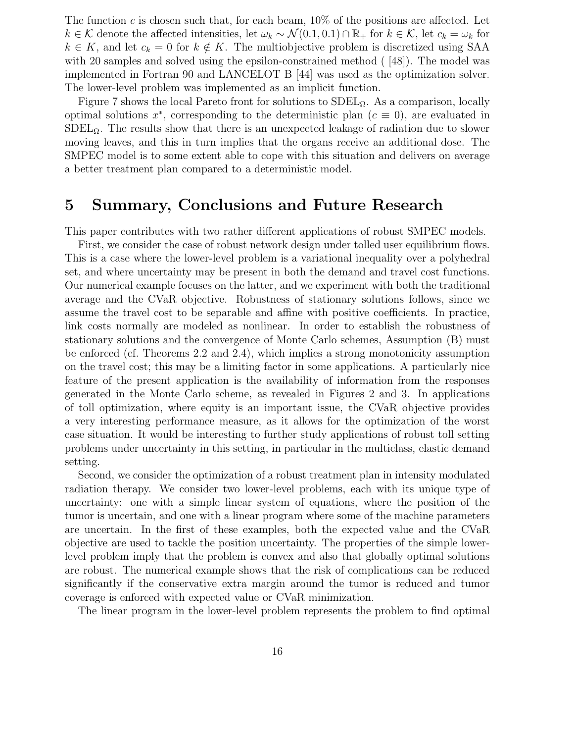The function $c$ is chosen such that, for each beam, 10% of the positions are affected. Let $k \in \mathcal{K}$ denote the affected intensities, let $\omega_k \sim \mathcal{N}(0.1, 0.1) \cap \mathbb{R}_+$ for $k \in \mathcal{K}$, let $c_k = \omega_k$ for $k \in K$, and let $c_k = 0$ for $k \notin K$. The multiobjective problem is discretized using SAA with 20 samples and solved using the epsilon-constrained method ( [48]). The model was implemented in Fortran 90 and LANCELOT B [44] was used as the optimization solver. The lower-level problem was implemented as an implicit function.

Figure 7 shows the local Pareto front for solutions to $\text{SDEL}_\Omega$. As a comparison, locally optimal solutions $x^*$, corresponding to the deterministic plan ($c \equiv 0$), are evaluated in $\text{SDEL}_\Omega$. The results show that there is an unexpected leakage of radiation due to slower moving leaves, and this in turn implies that the organs receive an additional dose. The SMPEC model is to some extent able to cope with this situation and delivers on average a better treatment plan compared to a deterministic model.

# 5 Summary, Conclusions and Future Research

This paper contributes with two rather different applications of robust SMPEC models.

First, we consider the case of robust network design under tolled user equilibrium flows. This is a case where the lower-level problem is a variational inequality over a polyhedral set, and where uncertainty may be present in both the demand and travel cost functions. Our numerical example focuses on the latter, and we experiment with both the traditional average and the CVaR objective. Robustness of stationary solutions follows, since we assume the travel cost to be separable and affine with positive coefficients. In practice, link costs normally are modeled as nonlinear. In order to establish the robustness of stationary solutions and the convergence of Monte Carlo schemes, Assumption (B) must be enforced (cf. Theorems 2.2 and 2.4), which implies a strong monotonicity assumption on the travel cost; this may be a limiting factor in some applications. A particularly nice feature of the present application is the availability of information from the responses generated in the Monte Carlo scheme, as revealed in Figures 2 and 3. In applications of toll optimization, where equity is an important issue, the CVaR objective provides a very interesting performance measure, as it allows for the optimization of the worst case situation. It would be interesting to further study applications of robust toll setting problems under uncertainty in this setting, in particular in the multiclass, elastic demand setting.

Second, we consider the optimization of a robust treatment plan in intensity modulated radiation therapy. We consider two lower-level problems, each with its unique type of uncertainty: one with a simple linear system of equations, where the position of the tumor is uncertain, and one with a linear program where some of the machine parameters are uncertain. In the first of these examples, both the expected value and the CVaR objective are used to tackle the position uncertainty. The properties of the simple lower-level problem imply that the problem is convex and also that globally optimal solutions are robust. The numerical example shows that the risk of complications can be reduced significantly if the conservative extra margin around the tumor is reduced and tumor coverage is enforced with expected value or CVaR minimization.

The linear program in the lower-level problem represents the problem to find optimal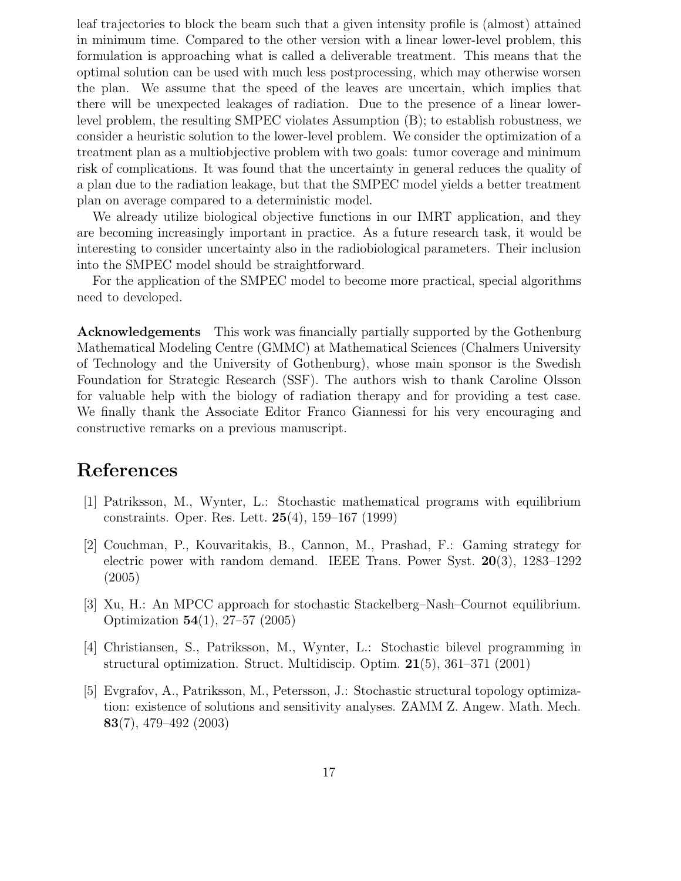leaf trajectories to block the beam such that a given intensity profile is (almost) attained in minimum time. Compared to the other version with a linear lower-level problem, this formulation is approaching what is called a deliverable treatment. This means that the optimal solution can be used with much less postprocessing, which may otherwise worsen the plan. We assume that the speed of the leaves are uncertain, which implies that there will be unexpected leakages of radiation. Due to the presence of a linear lower-level problem, the resulting SMPEC violates Assumption (B); to establish robustness, we consider a heuristic solution to the lower-level problem. We consider the optimization of a treatment plan as a multiobjective problem with two goals: tumor coverage and minimum risk of complications. It was found that the uncertainty in general reduces the quality of a plan due to the radiation leakage, but that the SMPEC model yields a better treatment plan on average compared to a deterministic model.

We already utilize biological objective functions in our IMRT application, and they are becoming increasingly important in practice. As a future research task, it would be interesting to consider uncertainty also in the radiobiological parameters. Their inclusion into the SMPEC model should be straightforward.

For the application of the SMPEC model to become more practical, special algorithms need to developed.

**Acknowledgements** This work was financially partially supported by the Gothenburg Mathematical Modeling Centre (GMMC) at Mathematical Sciences (Chalmers University of Technology and the University of Gothenburg), whose main sponsor is the Swedish Foundation for Strategic Research (SSF). The authors wish to thank Caroline Olsson for valuable help with the biology of radiation therapy and for providing a test case. We finally thank the Associate Editor Franco Giannessi for his very encouraging and constructive remarks on a previous manuscript.

# References

[1] Patriksson, M., Wynter, L.: Stochastic mathematical programs with equilibrium constraints. Oper. Res. Lett. **25**(4), 159–167 (1999)

[2] Couchman, P., Kouvaritakis, B., Cannon, M., Prashad, F.: Gaming strategy for electric power with random demand. IEEE Trans. Power Syst. **20**(3), 1283–1292 (2005)

[3] Xu, H.: An MPCC approach for stochastic Stackelberg–Nash–Cournot equilibrium. Optimization **54**(1), 27–57 (2005)

[4] Christiansen, S., Patriksson, M., Wynter, L.: Stochastic bilevel programming in structural optimization. Struct. Multidiscip. Optim. **21**(5), 361–371 (2001)

[5] Evgrafov, A., Patriksson, M., Petersson, J.: Stochastic structural topology optimization: existence of solutions and sensitivity analyses. ZAMM Z. Angew. Math. Mech. **83**(7), 479–492 (2003)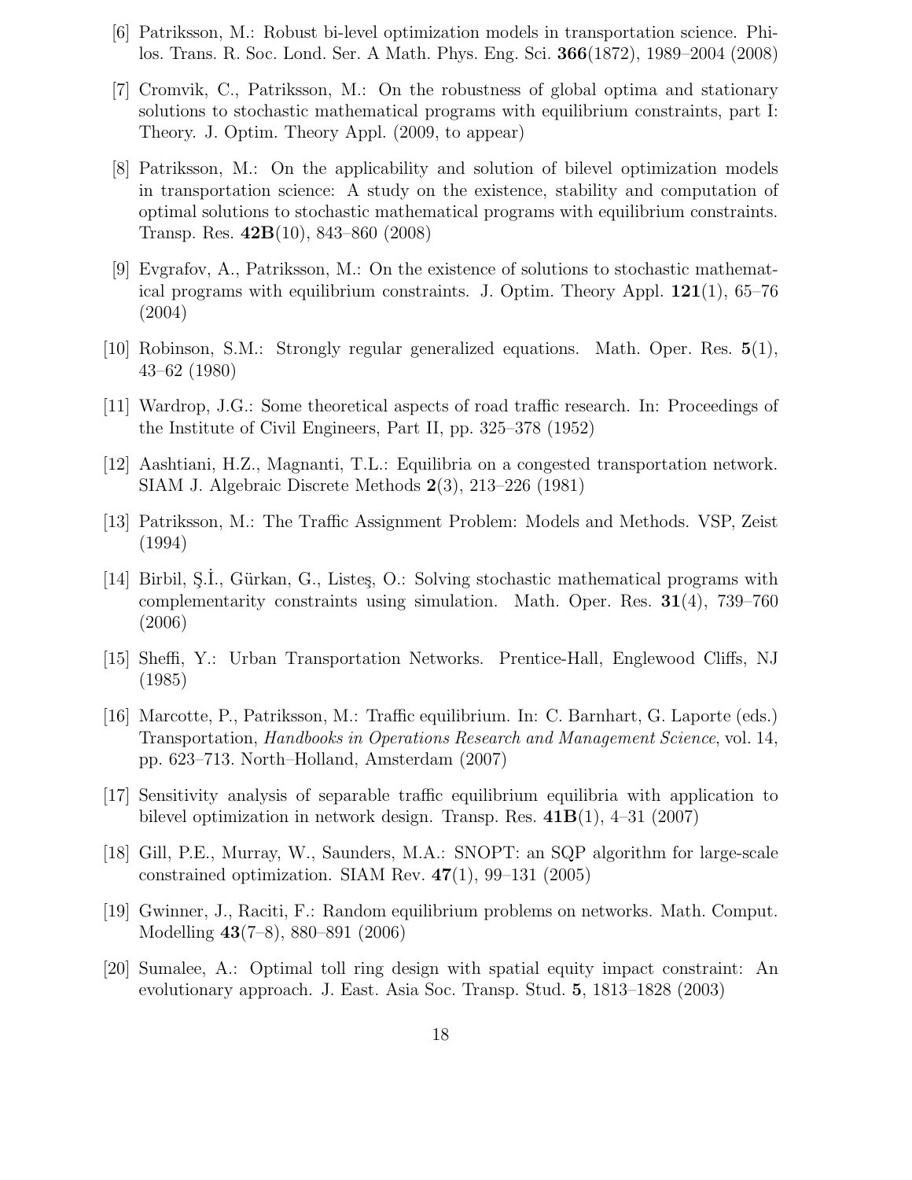[6] Patriksson, M.: Robust bi-level optimization models in transportation science. Philos. Trans. R. Soc. Lond. Ser. A Math. Phys. Eng. Sci. **366**(1872), 1989–2004 (2008)

[7] Cromvik, C., Patriksson, M.: On the robustness of global optima and stationary solutions to stochastic mathematical programs with equilibrium constraints, part I: Theory. J. Optim. Theory Appl. (2009, to appear)

[8] Patriksson, M.: On the applicability and solution of bilevel optimization models in transportation science: A study on the existence, stability and computation of optimal solutions to stochastic mathematical programs with equilibrium constraints. Transp. Res. **42B**(10), 843–860 (2008)

[9] Evgrafov, A., Patriksson, M.: On the existence of solutions to stochastic mathematical programs with equilibrium constraints. J. Optim. Theory Appl. **121**(1), 65–76 (2004)

[10] Robinson, S.M.: Strongly regular generalized equations. Math. Oper. Res. **5**(1), 43–62 (1980)

[11] Wardrop, J.G.: Some theoretical aspects of road traffic research. In: Proceedings of the Institute of Civil Engineers, Part II, pp. 325–378 (1952)

[12] Aashtiani, H.Z., Magnanti, T.L.: Equilibria on a congested transportation network. SIAM J. Algebraic Discrete Methods **2**(3), 213–226 (1981)

[13] Patriksson, M.: The Traffic Assignment Problem: Models and Methods. VSP, Zeist (1994)

[14] Birbil, Ş.İ., Gürkan, G., Listeş, O.: Solving stochastic mathematical programs with complementarity constraints using simulation. Math. Oper. Res. **31**(4), 739–760 (2006)

[15] Sheffi, Y.: Urban Transportation Networks. Prentice-Hall, Englewood Cliffs, NJ (1985)

[16] Marcotte, P., Patriksson, M.: Traffic equilibrium. In: C. Barnhart, G. Laporte (eds.) Transportation, *Handbooks in Operations Research and Management Science*, vol. 14, pp. 623–713. North–Holland, Amsterdam (2007)

[17] Sensitivity analysis of separable traffic equilibrium equilibria with application to bilevel optimization in network design. Transp. Res. **41B**(1), 4–31 (2007)

[18] Gill, P.E., Murray, W., Saunders, M.A.: SNOPT: an SQP algorithm for large-scale constrained optimization. SIAM Rev. **47**(1), 99–131 (2005)

[19] Gwinner, J., Raciti, F.: Random equilibrium problems on networks. Math. Comput. Modelling **43**(7–8), 880–891 (2006)

[20] Sumalee, A.: Optimal toll ring design with spatial equity impact constraint: An evolutionary approach. J. East. Asia Soc. Transp. Stud. **5**, 1813–1828 (2003)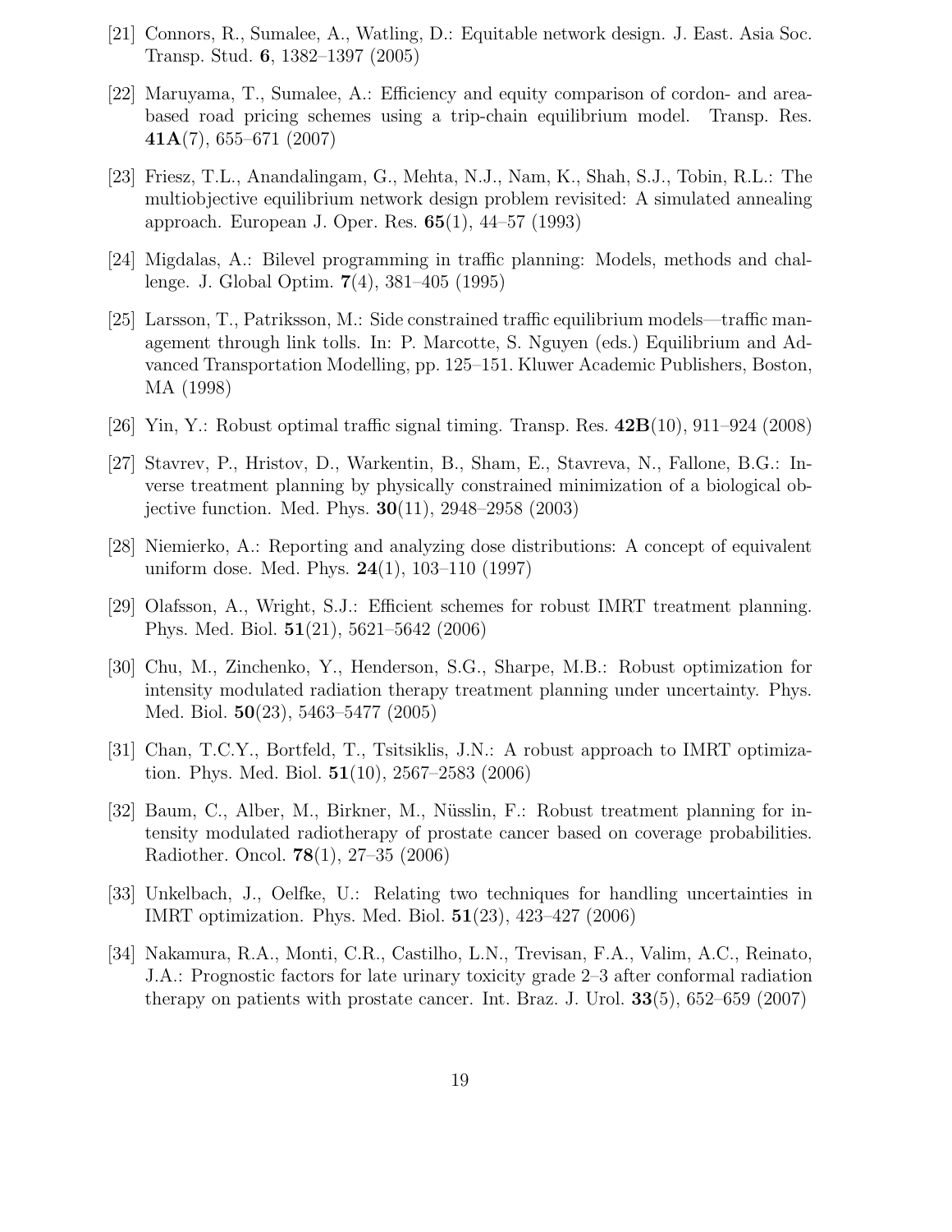[21] Connors, R., Sumalee, A., Watling, D.: Equitable network design. J. East. Asia Soc. Transp. Stud. **6**, 1382–1397 (2005)

[22] Maruyama, T., Sumalee, A.: Efficiency and equity comparison of cordon- and area-based road pricing schemes using a trip-chain equilibrium model. Transp. Res. **41A**(7), 655–671 (2007)

[23] Friesz, T.L., Anandalingam, G., Mehta, N.J., Nam, K., Shah, S.J., Tobin, R.L.: The multiobjective equilibrium network design problem revisited: A simulated annealing approach. European J. Oper. Res. **65**(1), 44–57 (1993)

[24] Migdalas, A.: Bilevel programming in traffic planning: Models, methods and challenge. J. Global Optim. **7**(4), 381–405 (1995)

[25] Larsson, T., Patriksson, M.: Side constrained traffic equilibrium models—traffic management through link tolls. In: P. Marcotte, S. Nguyen (eds.) Equilibrium and Advanced Transportation Modelling, pp. 125–151. Kluwer Academic Publishers, Boston, MA (1998)

[26] Yin, Y.: Robust optimal traffic signal timing. Transp. Res. **42B**(10), 911–924 (2008)

[27] Stavrev, P., Hristov, D., Warkentin, B., Sham, E., Stavreva, N., Fallone, B.G.: Inverse treatment planning by physically constrained minimization of a biological objective function. Med. Phys. **30**(11), 2948–2958 (2003)

[28] Niemierko, A.: Reporting and analyzing dose distributions: A concept of equivalent uniform dose. Med. Phys. **24**(1), 103–110 (1997)

[29] Olafsson, A., Wright, S.J.: Efficient schemes for robust IMRT treatment planning. Phys. Med. Biol. **51**(21), 5621–5642 (2006)

[30] Chu, M., Zinchenko, Y., Henderson, S.G., Sharpe, M.B.: Robust optimization for intensity modulated radiation therapy treatment planning under uncertainty. Phys. Med. Biol. **50**(23), 5463–5477 (2005)

[31] Chan, T.C.Y., Bortfeld, T., Tsitsiklis, J.N.: A robust approach to IMRT optimization. Phys. Med. Biol. **51**(10), 2567–2583 (2006)

[32] Baum, C., Alber, M., Birkner, M., Nüsslin, F.: Robust treatment planning for intensity modulated radiotherapy of prostate cancer based on coverage probabilities. Radiother. Oncol. **78**(1), 27–35 (2006)

[33] Unkelbach, J., Oelfke, U.: Relating two techniques for handling uncertainties in IMRT optimization. Phys. Med. Biol. **51**(23), 423–427 (2006)

[34] Nakamura, R.A., Monti, C.R., Castilho, L.N., Trevisan, F.A., Valim, A.C., Reinato, J.A.: Prognostic factors for late urinary toxicity grade 2–3 after conformal radiation therapy on patients with prostate cancer. Int. Braz. J. Urol. **33**(5), 652–659 (2007)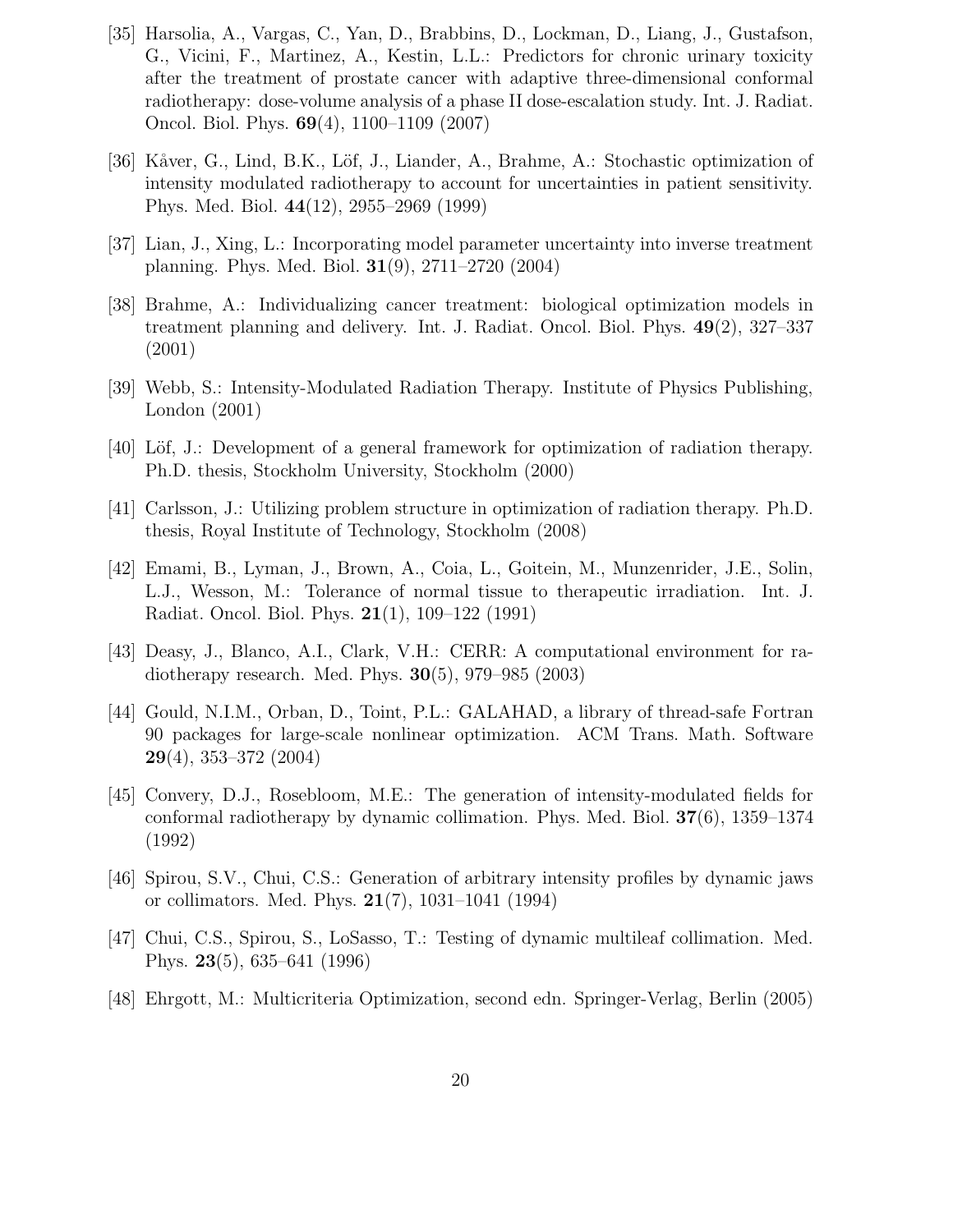[35] Harsolia, A., Vargas, C., Yan, D., Brabbins, D., Lockman, D., Liang, J., Gustafson, G., Vicini, F., Martinez, A., Kestin, L.L.: Predictors for chronic urinary toxicity after the treatment of prostate cancer with adaptive three-dimensional conformal radiotherapy: dose-volume analysis of a phase II dose-escalation study. Int. J. Radiat. Oncol. Biol. Phys. **69**(4), 1100–1109 (2007)

[36] Kåver, G., Lind, B.K., Löf, J., Liander, A., Brahme, A.: Stochastic optimization of intensity modulated radiotherapy to account for uncertainties in patient sensitivity. Phys. Med. Biol. **44**(12), 2955–2969 (1999)

[37] Lian, J., Xing, L.: Incorporating model parameter uncertainty into inverse treatment planning. Phys. Med. Biol. **31**(9), 2711–2720 (2004)

[38] Brahme, A.: Individualizing cancer treatment: biological optimization models in treatment planning and delivery. Int. J. Radiat. Oncol. Biol. Phys. **49**(2), 327–337 (2001)

[39] Webb, S.: Intensity-Modulated Radiation Therapy. Institute of Physics Publishing, London (2001)

[40] Löf, J.: Development of a general framework for optimization of radiation therapy. Ph.D. thesis, Stockholm University, Stockholm (2000)

[41] Carlsson, J.: Utilizing problem structure in optimization of radiation therapy. Ph.D. thesis, Royal Institute of Technology, Stockholm (2008)

[42] Emami, B., Lyman, J., Brown, A., Coia, L., Goitein, M., Munzenrider, J.E., Solin, L.J., Wesson, M.: Tolerance of normal tissue to therapeutic irradiation. Int. J. Radiat. Oncol. Biol. Phys. **21**(1), 109–122 (1991)

[43] Deasy, J., Blanco, A.I., Clark, V.H.: CERR: A computational environment for radiotherapy research. Med. Phys. **30**(5), 979–985 (2003)

[44] Gould, N.I.M., Orban, D., Toint, P.L.: GALAHAD, a library of thread-safe Fortran 90 packages for large-scale nonlinear optimization. ACM Trans. Math. Software **29**(4), 353–372 (2004)

[45] Convery, D.J., Rosebloom, M.E.: The generation of intensity-modulated fields for conformal radiotherapy by dynamic collimation. Phys. Med. Biol. **37**(6), 1359–1374 (1992)

[46] Spirou, S.V., Chui, C.S.: Generation of arbitrary intensity profiles by dynamic jaws or collimators. Med. Phys. **21**(7), 1031–1041 (1994)

[47] Chui, C.S., Spirou, S., LoSasso, T.: Testing of dynamic multileaf collimation. Med. Phys. **23**(5), 635–641 (1996)

[48] Ehrgott, M.: Multicriteria Optimization, second edn. Springer-Verlag, Berlin (2005)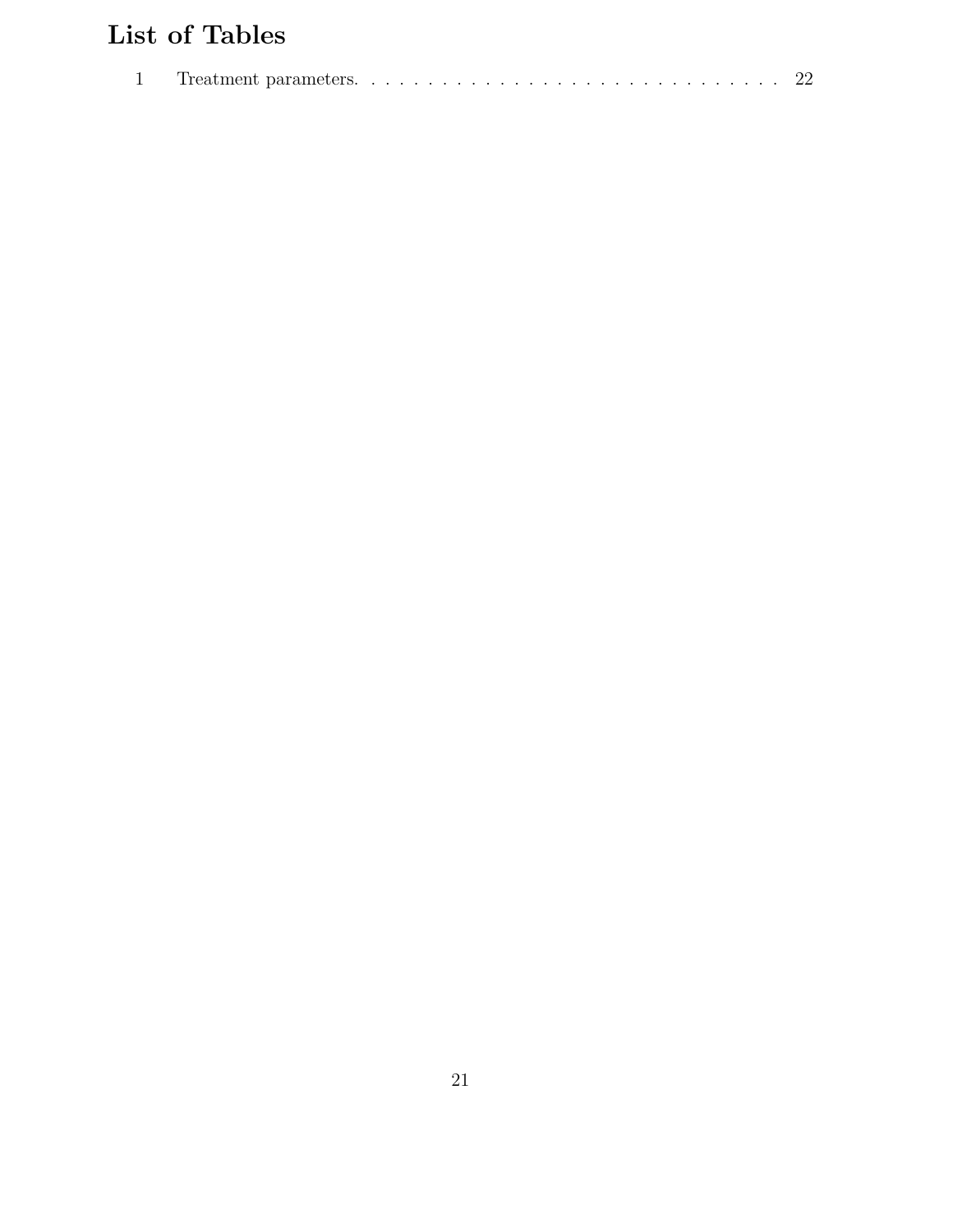# List of Tables

1 Treatment parameters. . . . . . . . . . . . . . . . . . . . . . . . . . . . . . . 22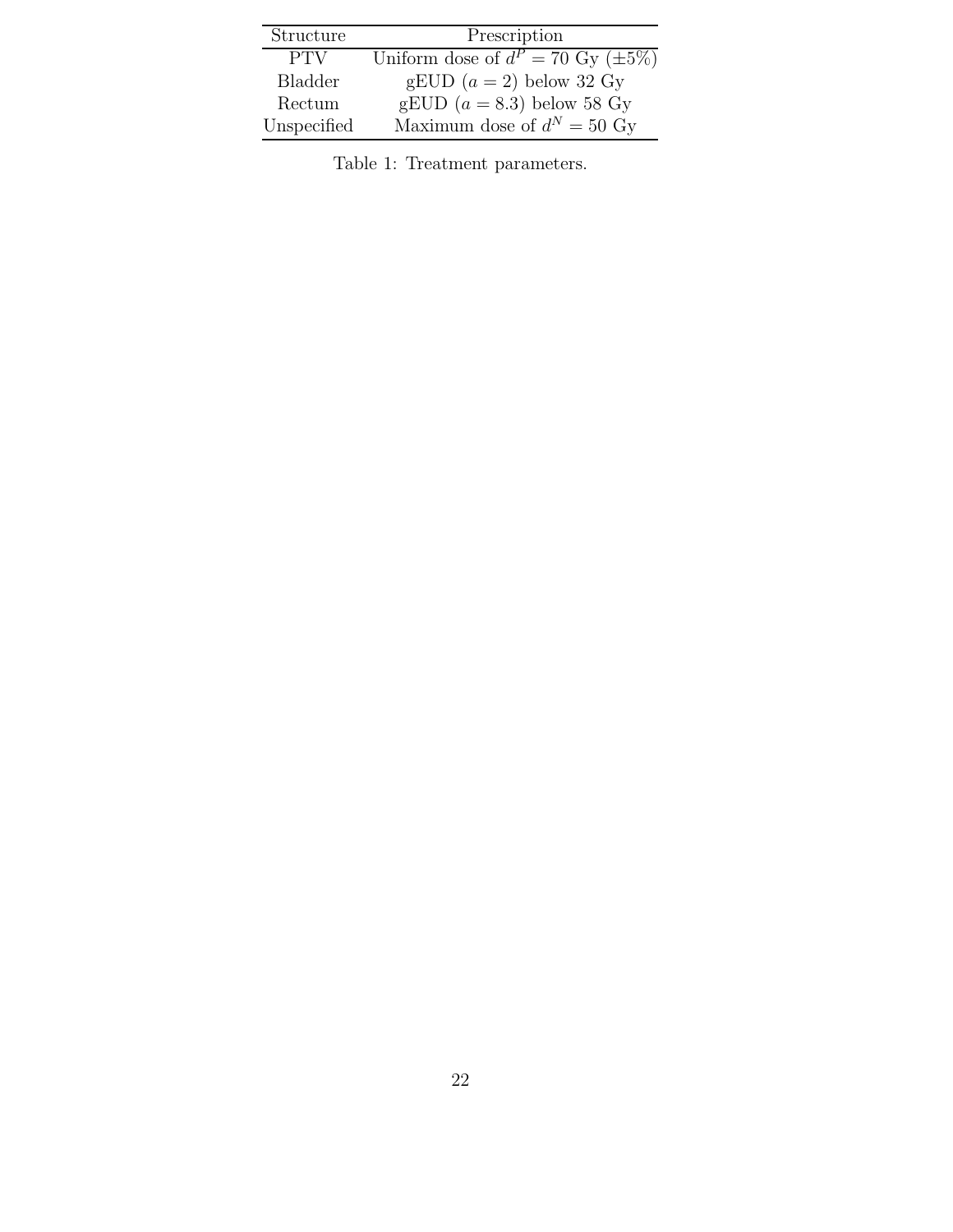| Structure | Prescription |
|---|---|
| PTV | Uniform dose of $d^P = 70$ Gy ($\pm 5\%$) |
| Bladder | gEUD ($a = 2$) below 32 Gy |
| Rectum | gEUD ($a = 8.3$) below 58 Gy |
| Unspecified | Maximum dose of $d^N = 50$ Gy |

Table 1: Treatment parameters.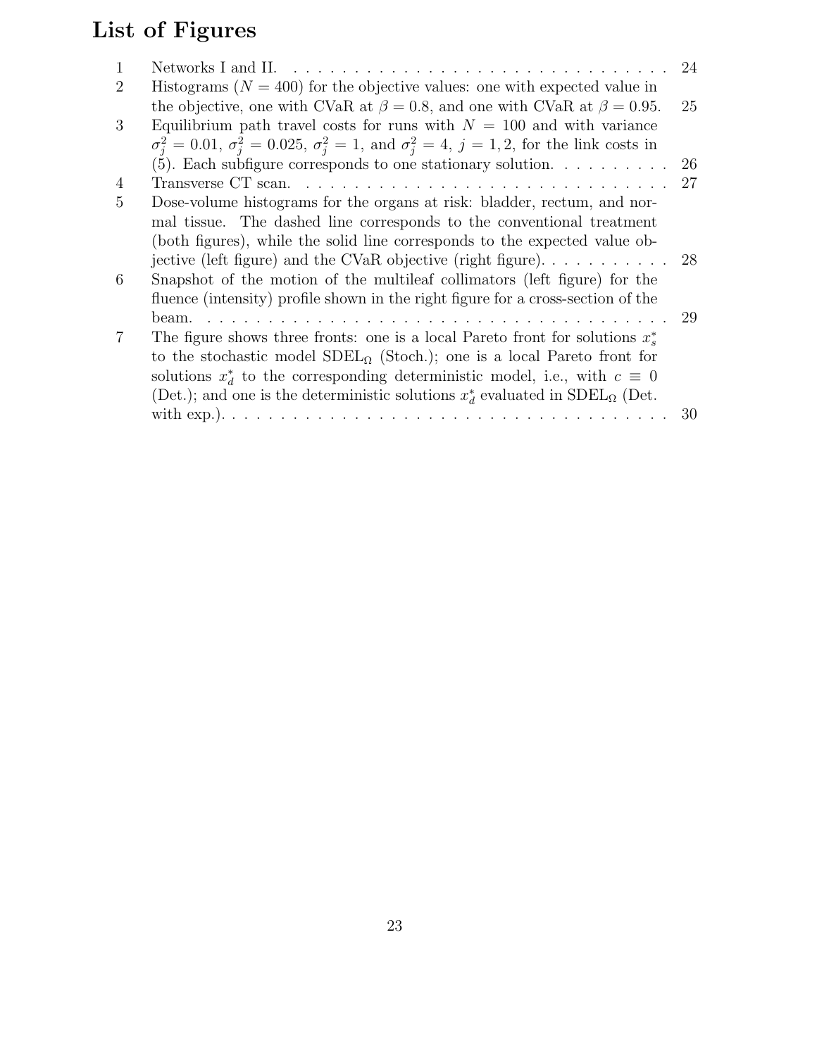# List of Figures

1. Networks I and II. . . . . . . . . . . . . . . . . . . . . . . . . . . . . . . . . . 24
2. Histograms ($N = 400$) for the objective values: one with expected value in the objective, one with CVaR at $\beta = 0.8$, and one with CVaR at $\beta = 0.95$. 25
3. Equilibrium path travel costs for runs with $N = 100$ and with variance $\sigma_j^2 = 0.01$, $\sigma_j^2 = 0.025$, $\sigma_j^2 = 1$, and $\sigma_j^2 = 4$, $j = 1, 2$, for the link costs in (5). Each subfigure corresponds to one stationary solution. . . . . . . . . . 26
4. Transverse CT scan. . . . . . . . . . . . . . . . . . . . . . . . . . . . . . . . 27
5. Dose-volume histograms for the organs at risk: bladder, rectum, and normal tissue. The dashed line corresponds to the conventional treatment (both figures), while the solid line corresponds to the expected value objective (left figure) and the CVaR objective (right figure). . . . . . . . . . . 28
6. Snapshot of the motion of the multileaf collimators (left figure) for the fluence (intensity) profile shown in the right figure for a cross-section of the beam. . . . . . . . . . . . . . . . . . . . . . . . . . . . . . . . . . . . . . 29
7. The figure shows three fronts: one is a local Pareto front for solutions $x_s^*$ to the stochastic model $\mathrm{SDEL}_\Omega$ (Stoch.); one is a local Pareto front for solutions $x_d^*$ to the corresponding deterministic model, i.e., with $c \equiv 0$ (Det.); and one is the deterministic solutions $x_d^*$ evaluated in $\mathrm{SDEL}_\Omega$ (Det. with exp.). . . . . . . . . . . . . . . . . . . . . . . . . . . . . . . . . . . . . 30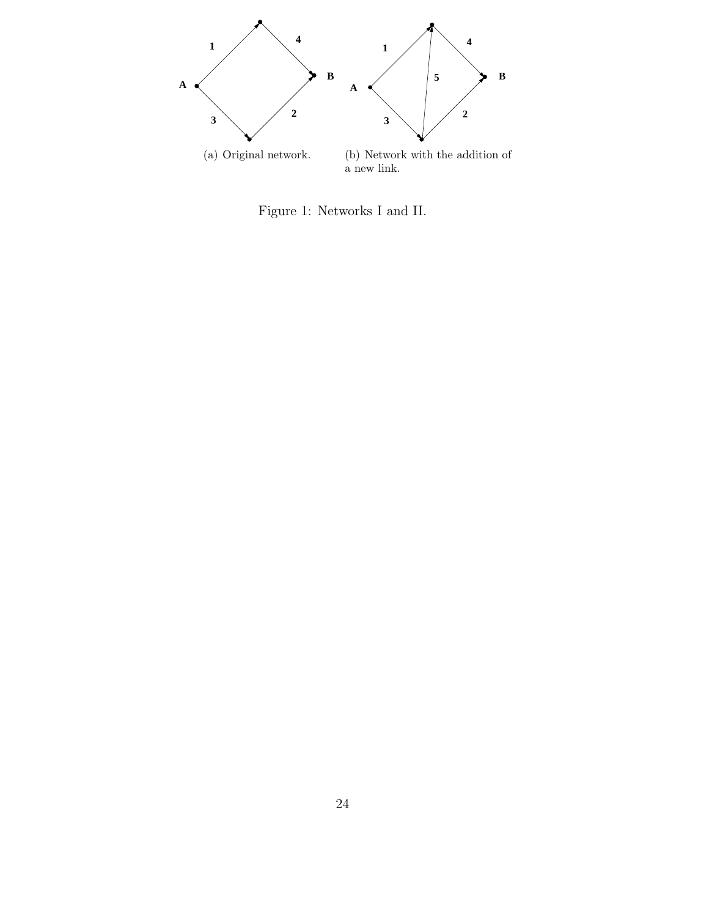(a) Original network.

(b) Network with the addition of a new link.

Figure 1: Networks I and II.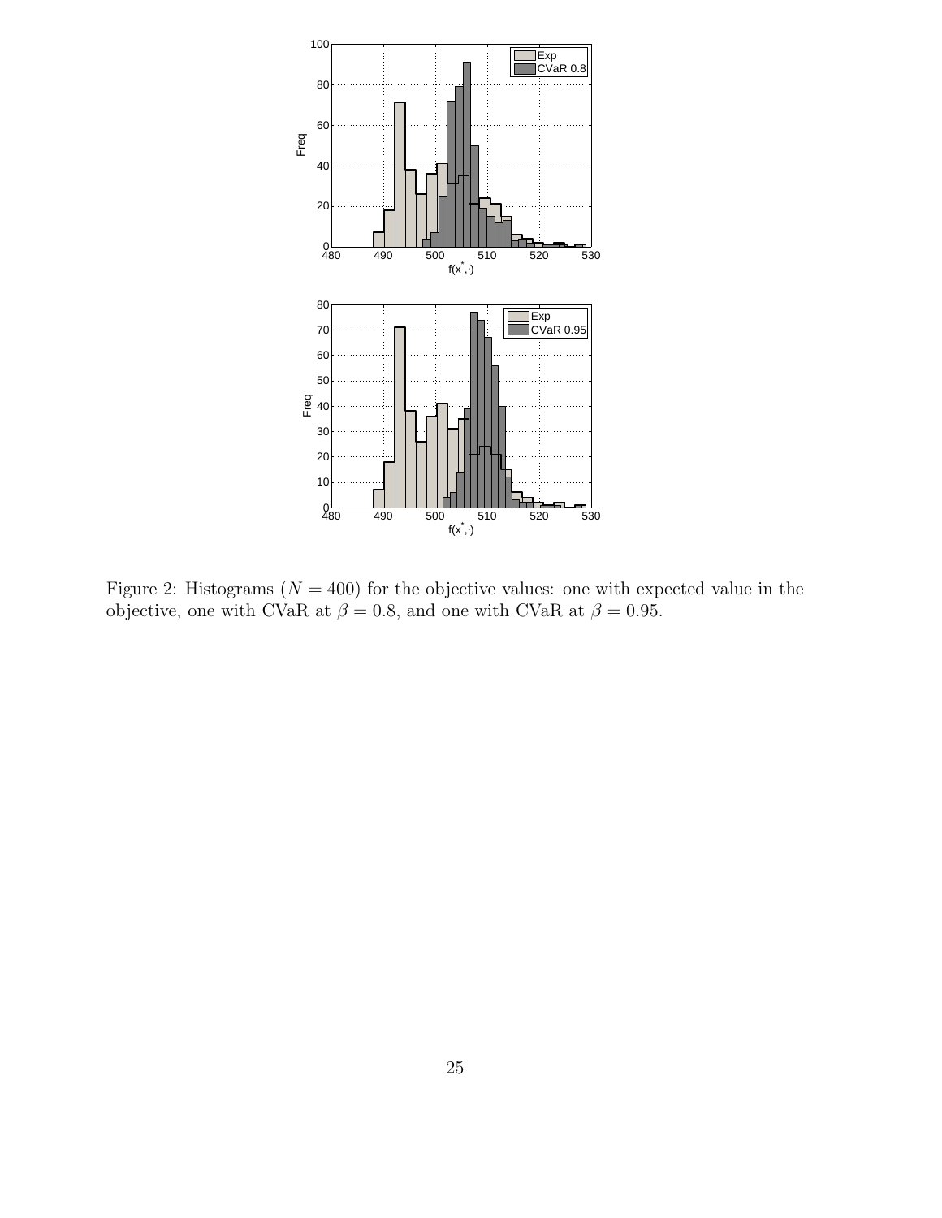Figure 2: Histograms ($N = 400$) for the objective values: one with expected value in the objective, one with CVaR at $\beta = 0.8$, and one with CVaR at $\beta = 0.95$.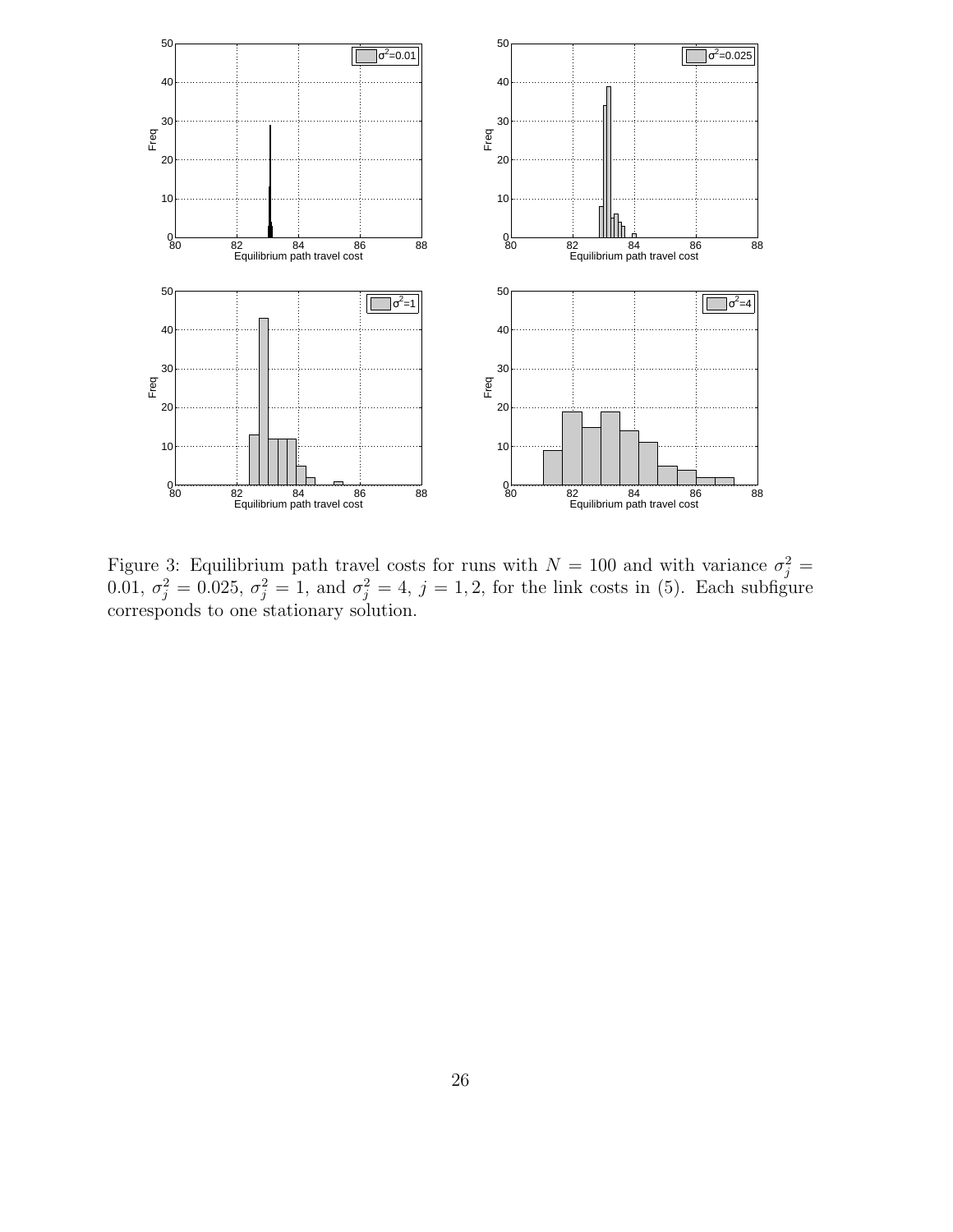Figure 3: Equilibrium path travel costs for runs with $N = 100$ and with variance $\sigma_j^2 = 0.01$, $\sigma_j^2 = 0.025$, $\sigma_j^2 = 1$, and $\sigma_j^2 = 4$, $j = 1, 2$, for the link costs in (5). Each subfigure corresponds to one stationary solution.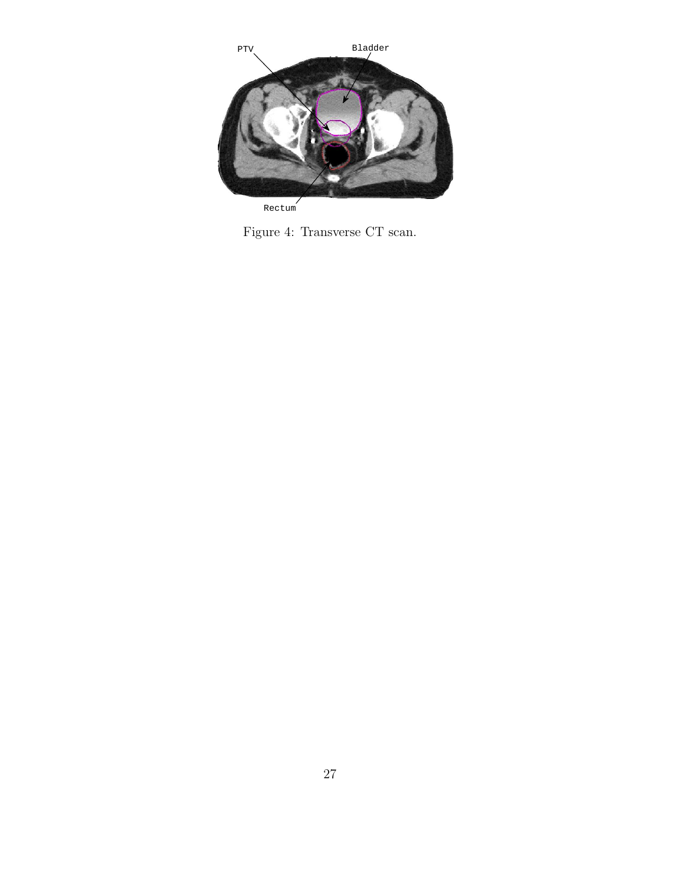Figure 4: Transverse CT scan.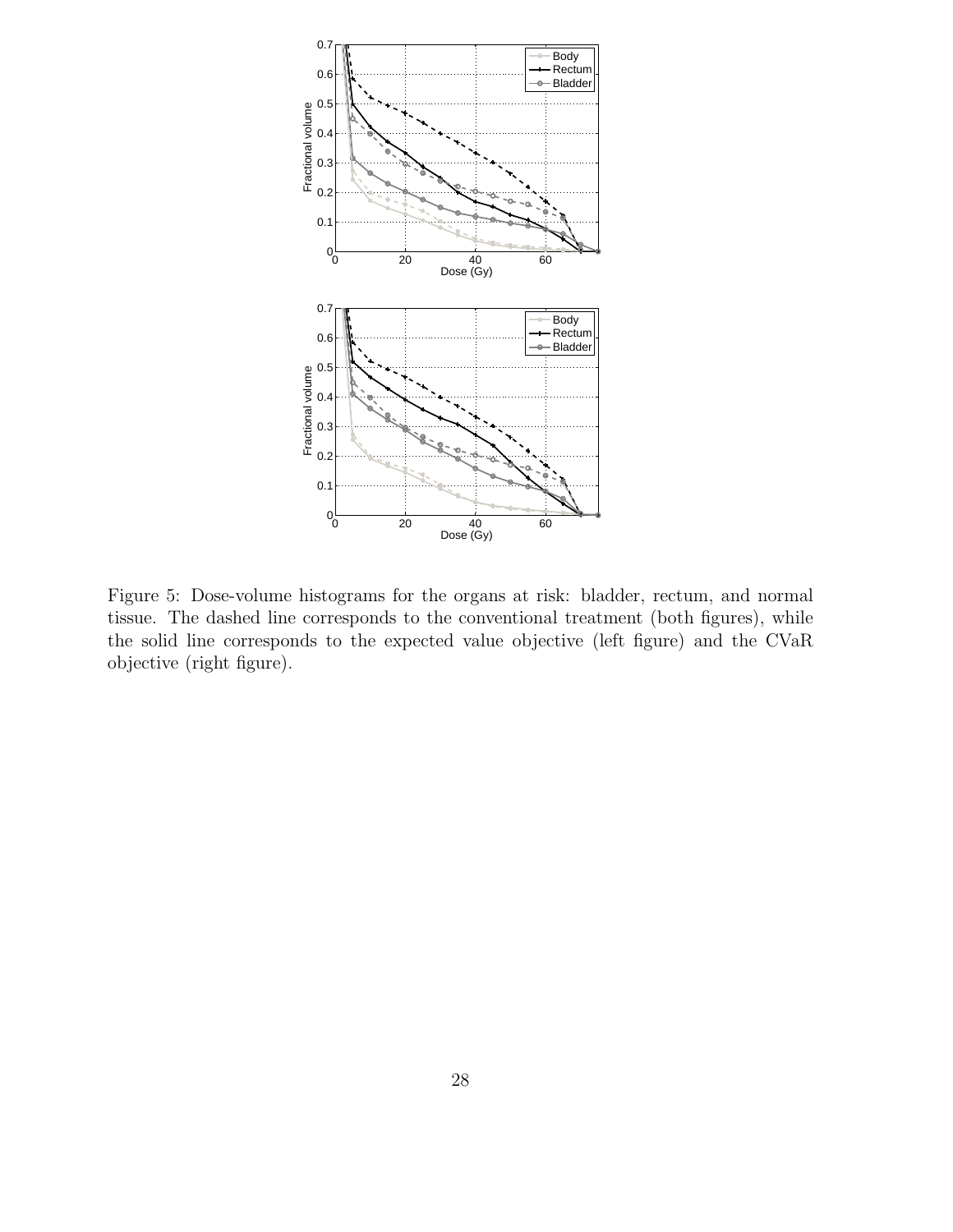Figure 5: Dose-volume histograms for the organs at risk: bladder, rectum, and normal tissue. The dashed line corresponds to the conventional treatment (both figures), while the solid line corresponds to the expected value objective (left figure) and the CVaR objective (right figure).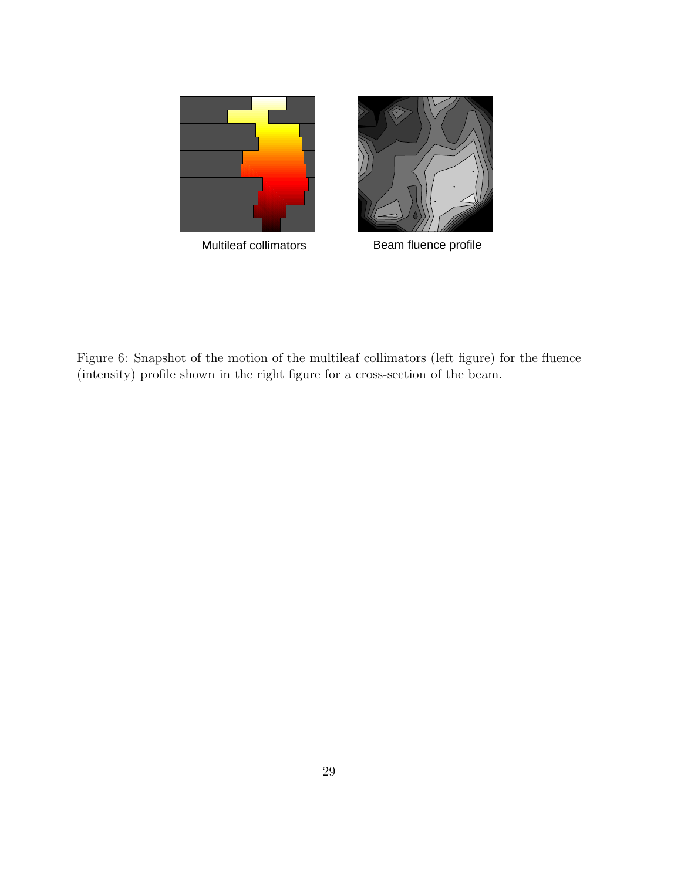Multileaf collimators

Beam fluence profile

Figure 6: Snapshot of the motion of the multileaf collimators (left figure) for the fluence (intensity) profile shown in the right figure for a cross-section of the beam.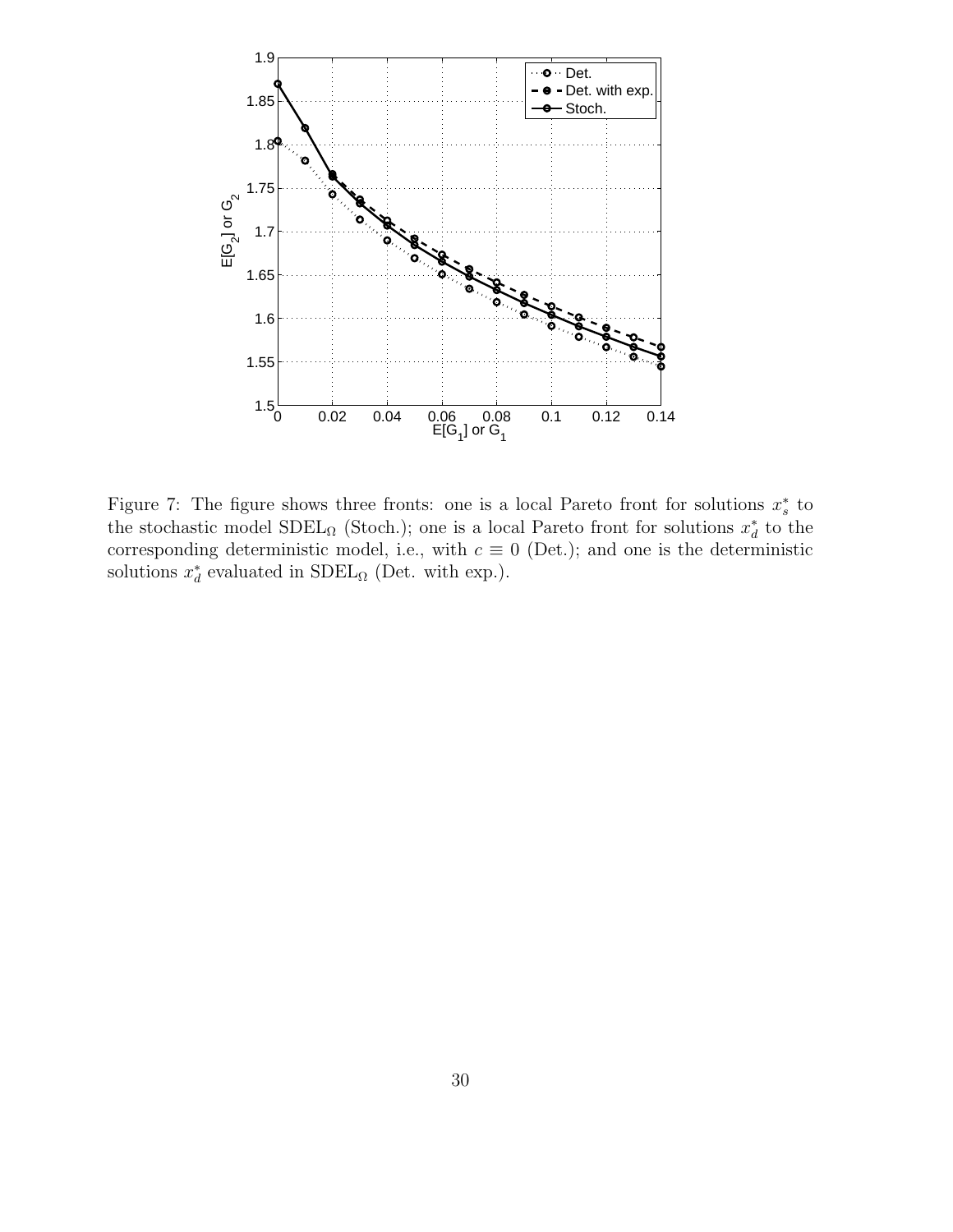1.9
1.85
1.8
1.75
1.7
1.65
1.6
1.55
1.5

0
0.02
0.04
0.06
0.08
0.1
0.12
0.14

E[G$_1$] or G$_1$

E[G$_2$] or G$_2$

Det.
Det. with exp.
Stoch.

Figure 7: The figure shows three fronts: one is a local Pareto front for solutions $x_s^*$ to the stochastic model $\text{SDEL}_\Omega$ (Stoch.); one is a local Pareto front for solutions $x_d^*$ to the corresponding deterministic model, i.e., with $c \equiv 0$ (Det.); and one is the deterministic solutions $x_d^*$ evaluated in $\text{SDEL}_\Omega$ (Det. with exp.).